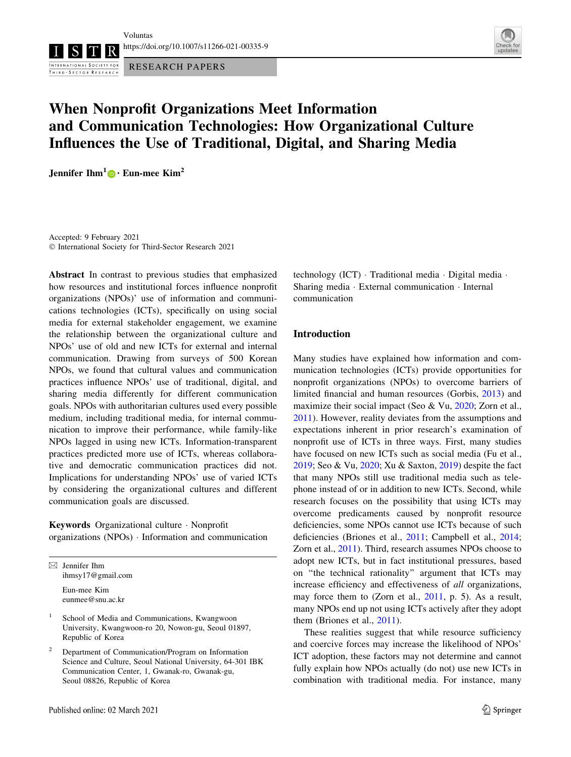RESEARCH PAPERS

# When Nonprofit Organizations Meet Information and Communication Technologies: How Organizational Culture Influences the Use of Traditional, Digital, and Sharing Media

**Jennifer Ihm[1] · Eun-mee Kim[2]**

Accepted: 9 February 2021
© International Society for Third-Sector Research 2021

**Abstract** In contrast to previous studies that emphasized how resources and institutional forces influence nonprofit organizations (NPOs)' use of information and communications technologies (ICTs), specifically on using social media for external stakeholder engagement, we examine the relationship between the organizational culture and NPOs' use of old and new ICTs for external and internal communication. Drawing from surveys of 500 Korean NPOs, we found that cultural values and communication practices influence NPOs' use of traditional, digital, and sharing media differently for different communication goals. NPOs with authoritarian cultures used every possible medium, including traditional media, for internal communication to improve their performance, while family-like NPOs lagged in using new ICTs. Information-transparent practices predicted more use of ICTs, whereas collaborative and democratic communication practices did not. Implications for understanding NPOs' use of varied ICTs by considering the organizational cultures and different communication goals are discussed.

**Keywords** Organizational culture · Nonprofit organizations (NPOs) · Information and communication technology (ICT) · Traditional media · Digital media · Sharing media · External communication · Internal communication

✉ Jennifer Ihm
ihmsy17@gmail.com

Eun-mee Kim
eunmee@snu.ac.kr

[1] School of Media and Communications, Kwangwoon University, Kwangwoon-ro 20, Nowon-gu, Seoul 01897, Republic of Korea

[2] Department of Communication/Program on Information Science and Culture, Seoul National University, 64-301 IBK Communication Center, 1, Gwanak-ro, Gwanak-gu, Seoul 08826, Republic of Korea

## Introduction

Many studies have explained how information and communication technologies (ICTs) provide opportunities for nonprofit organizations (NPOs) to overcome barriers of limited financial and human resources (Gorbis, 2013) and maximize their social impact (Seo & Vu, 2020; Zorn et al., 2011). However, reality deviates from the assumptions and expectations inherent in prior research's examination of nonprofit use of ICTs in three ways. First, many studies have focused on new ICTs such as social media (Fu et al., 2019; Seo & Vu, 2020; Xu & Saxton, 2019) despite the fact that many NPOs still use traditional media such as telephone instead of or in addition to new ICTs. Second, while research focuses on the possibility that using ICTs may overcome predicaments caused by nonprofit resource deficiencies, some NPOs cannot use ICTs because of such deficiencies (Briones et al., 2011; Campbell et al., 2014; Zorn et al., 2011). Third, research assumes NPOs choose to adopt new ICTs, but in fact institutional pressures, based on "the technical rationality" argument that ICTs may increase efficiency and effectiveness of *all* organizations, may force them to (Zorn et al., 2011, p. 5). As a result, many NPOs end up not using ICTs actively after they adopt them (Briones et al., 2011).

These realities suggest that while resource sufficiency and coercive forces may increase the likelihood of NPOs' ICT adoption, these factors may not determine and cannot fully explain how NPOs actually (do not) use new ICTs in combination with traditional media. For instance, many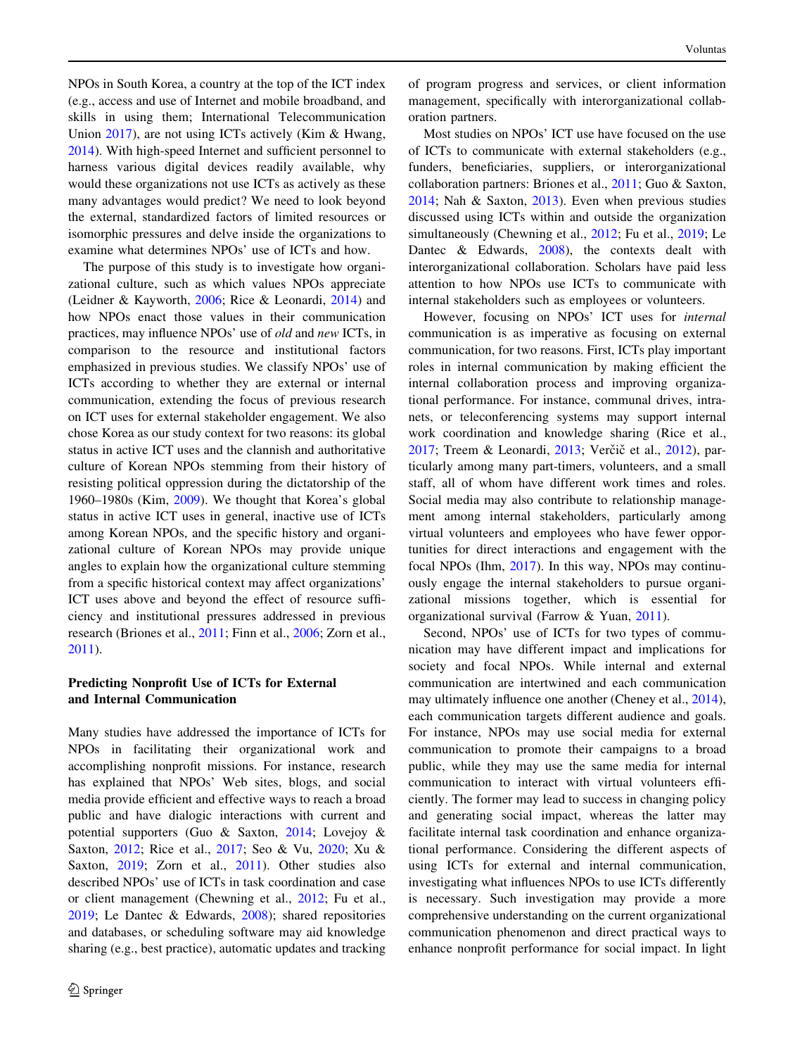NPOs in South Korea, a country at the top of the ICT index (e.g., access and use of Internet and mobile broadband, and skills in using them; International Telecommunication Union 2017), are not using ICTs actively (Kim & Hwang, 2014). With high-speed Internet and sufficient personnel to harness various digital devices readily available, why would these organizations not use ICTs as actively as these many advantages would predict? We need to look beyond the external, standardized factors of limited resources or isomorphic pressures and delve inside the organizations to examine what determines NPOs' use of ICTs and how.

The purpose of this study is to investigate how organizational culture, such as which values NPOs appreciate (Leidner & Kayworth, 2006; Rice & Leonardi, 2014) and how NPOs enact those values in their communication practices, may influence NPOs' use of *old* and *new* ICTs, in comparison to the resource and institutional factors emphasized in previous studies. We classify NPOs' use of ICTs according to whether they are external or internal communication, extending the focus of previous research on ICT uses for external stakeholder engagement. We also chose Korea as our study context for two reasons: its global status in active ICT uses and the clannish and authoritative culture of Korean NPOs stemming from their history of resisting political oppression during the dictatorship of the 1960–1980s (Kim, 2009). We thought that Korea's global status in active ICT uses in general, inactive use of ICTs among Korean NPOs, and the specific history and organizational culture of Korean NPOs may provide unique angles to explain how the organizational culture stemming from a specific historical context may affect organizations' ICT uses above and beyond the effect of resource sufficiency and institutional pressures addressed in previous research (Briones et al., 2011; Finn et al., 2006; Zorn et al., 2011).

## Predicting Nonprofit Use of ICTs for External and Internal Communication

Many studies have addressed the importance of ICTs for NPOs in facilitating their organizational work and accomplishing nonprofit missions. For instance, research has explained that NPOs' Web sites, blogs, and social media provide efficient and effective ways to reach a broad public and have dialogic interactions with current and potential supporters (Guo & Saxton, 2014; Lovejoy & Saxton, 2012; Rice et al., 2017; Seo & Vu, 2020; Xu & Saxton, 2019; Zorn et al., 2011). Other studies also described NPOs' use of ICTs in task coordination and case or client management (Chewning et al., 2012; Fu et al., 2019; Le Dantec & Edwards, 2008); shared repositories and databases, or scheduling software may aid knowledge sharing (e.g., best practice), automatic updates and tracking of program progress and services, or client information management, specifically with interorganizational collaboration partners.

Most studies on NPOs' ICT use have focused on the use of ICTs to communicate with external stakeholders (e.g., funders, beneficiaries, suppliers, or interorganizational collaboration partners: Briones et al., 2011; Guo & Saxton, 2014; Nah & Saxton, 2013). Even when previous studies discussed using ICTs within and outside the organization simultaneously (Chewning et al., 2012; Fu et al., 2019; Le Dantec & Edwards, 2008), the contexts dealt with interorganizational collaboration. Scholars have paid less attention to how NPOs use ICTs to communicate with internal stakeholders such as employees or volunteers.

However, focusing on NPOs' ICT uses for *internal* communication is as imperative as focusing on external communication, for two reasons. First, ICTs play important roles in internal communication by making efficient the internal collaboration process and improving organizational performance. For instance, communal drives, intranets, or teleconferencing systems may support internal work coordination and knowledge sharing (Rice et al., 2017; Treem & Leonardi, 2013; Verčič et al., 2012), particularly among many part-timers, volunteers, and a small staff, all of whom have different work times and roles. Social media may also contribute to relationship management among internal stakeholders, particularly among virtual volunteers and employees who have fewer opportunities for direct interactions and engagement with the focal NPOs (Ihm, 2017). In this way, NPOs may continuously engage the internal stakeholders to pursue organizational missions together, which is essential for organizational survival (Farrow & Yuan, 2011).

Second, NPOs' use of ICTs for two types of communication may have different impact and implications for society and focal NPOs. While internal and external communication are intertwined and each communication may ultimately influence one another (Cheney et al., 2014), each communication targets different audience and goals. For instance, NPOs may use social media for external communication to promote their campaigns to a broad public, while they may use the same media for internal communication to interact with virtual volunteers efficiently. The former may lead to success in changing policy and generating social impact, whereas the latter may facilitate internal task coordination and enhance organizational performance. Considering the different aspects of using ICTs for external and internal communication, investigating what influences NPOs to use ICTs differently is necessary. Such investigation may provide a more comprehensive understanding on the current organizational communication phenomenon and direct practical ways to enhance nonprofit performance for social impact. In light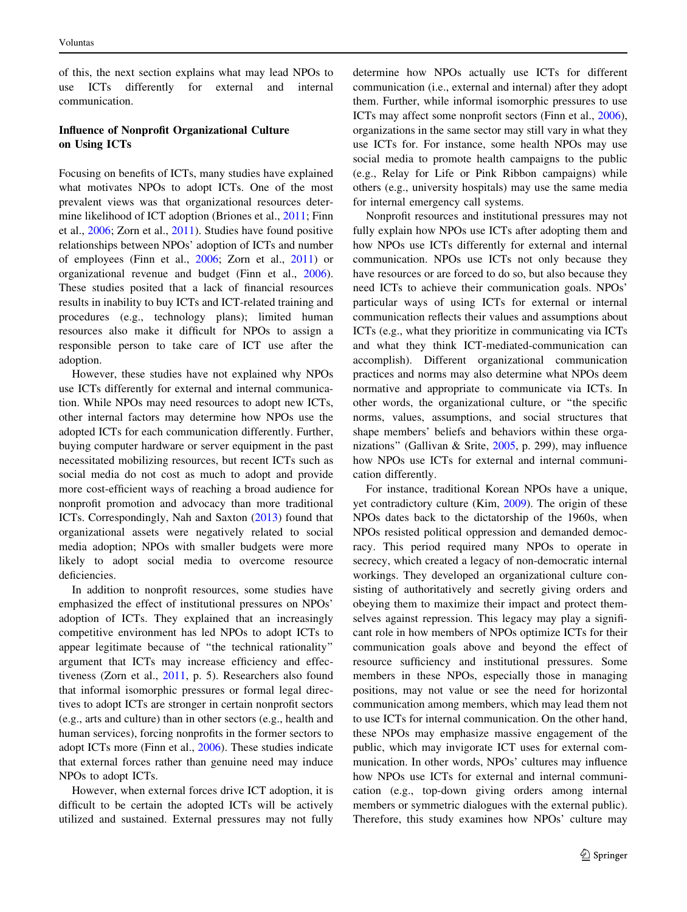of this, the next section explains what may lead NPOs to use ICTs differently for external and internal communication.

## Influence of Nonprofit Organizational Culture on Using ICTs

Focusing on benefits of ICTs, many studies have explained what motivates NPOs to adopt ICTs. One of the most prevalent views was that organizational resources determine likelihood of ICT adoption (Briones et al., 2011; Finn et al., 2006; Zorn et al., 2011). Studies have found positive relationships between NPOs' adoption of ICTs and number of employees (Finn et al., 2006; Zorn et al., 2011) or organizational revenue and budget (Finn et al., 2006). These studies posited that a lack of financial resources results in inability to buy ICTs and ICT-related training and procedures (e.g., technology plans); limited human resources also make it difficult for NPOs to assign a responsible person to take care of ICT use after the adoption.

However, these studies have not explained why NPOs use ICTs differently for external and internal communication. While NPOs may need resources to adopt new ICTs, other internal factors may determine how NPOs use the adopted ICTs for each communication differently. Further, buying computer hardware or server equipment in the past necessitated mobilizing resources, but recent ICTs such as social media do not cost as much to adopt and provide more cost-efficient ways of reaching a broad audience for nonprofit promotion and advocacy than more traditional ICTs. Correspondingly, Nah and Saxton (2013) found that organizational assets were negatively related to social media adoption; NPOs with smaller budgets were more likely to adopt social media to overcome resource deficiencies.

In addition to nonprofit resources, some studies have emphasized the effect of institutional pressures on NPOs' adoption of ICTs. They explained that an increasingly competitive environment has led NPOs to adopt ICTs to appear legitimate because of "the technical rationality" argument that ICTs may increase efficiency and effectiveness (Zorn et al., 2011, p. 5). Researchers also found that informal isomorphic pressures or formal legal directives to adopt ICTs are stronger in certain nonprofit sectors (e.g., arts and culture) than in other sectors (e.g., health and human services), forcing nonprofits in the former sectors to adopt ICTs more (Finn et al., 2006). These studies indicate that external forces rather than genuine need may induce NPOs to adopt ICTs.

However, when external forces drive ICT adoption, it is difficult to be certain the adopted ICTs will be actively utilized and sustained. External pressures may not fully determine how NPOs actually use ICTs for different communication (i.e., external and internal) after they adopt them. Further, while informal isomorphic pressures to use ICTs may affect some nonprofit sectors (Finn et al., 2006), organizations in the same sector may still vary in what they use ICTs for. For instance, some health NPOs may use social media to promote health campaigns to the public (e.g., Relay for Life or Pink Ribbon campaigns) while others (e.g., university hospitals) may use the same media for internal emergency call systems.

Nonprofit resources and institutional pressures may not fully explain how NPOs use ICTs after adopting them and how NPOs use ICTs differently for external and internal communication. NPOs use ICTs not only because they have resources or are forced to do so, but also because they need ICTs to achieve their communication goals. NPOs' particular ways of using ICTs for external or internal communication reflects their values and assumptions about ICTs (e.g., what they prioritize in communicating via ICTs and what they think ICT-mediated-communication can accomplish). Different organizational communication practices and norms may also determine what NPOs deem normative and appropriate to communicate via ICTs. In other words, the organizational culture, or "the specific norms, values, assumptions, and social structures that shape members' beliefs and behaviors within these organizations" (Gallivan & Srite, 2005, p. 299), may influence how NPOs use ICTs for external and internal communication differently.

For instance, traditional Korean NPOs have a unique, yet contradictory culture (Kim, 2009). The origin of these NPOs dates back to the dictatorship of the 1960s, when NPOs resisted political oppression and demanded democracy. This period required many NPOs to operate in secrecy, which created a legacy of non-democratic internal workings. They developed an organizational culture consisting of authoritatively and secretly giving orders and obeying them to maximize their impact and protect themselves against repression. This legacy may play a significant role in how members of NPOs optimize ICTs for their communication goals above and beyond the effect of resource sufficiency and institutional pressures. Some members in these NPOs, especially those in managing positions, may not value or see the need for horizontal communication among members, which may lead them not to use ICTs for internal communication. On the other hand, these NPOs may emphasize massive engagement of the public, which may invigorate ICT uses for external communication. In other words, NPOs' cultures may influence how NPOs use ICTs for external and internal communication (e.g., top-down giving orders among internal members or symmetric dialogues with the external public). Therefore, this study examines how NPOs' culture may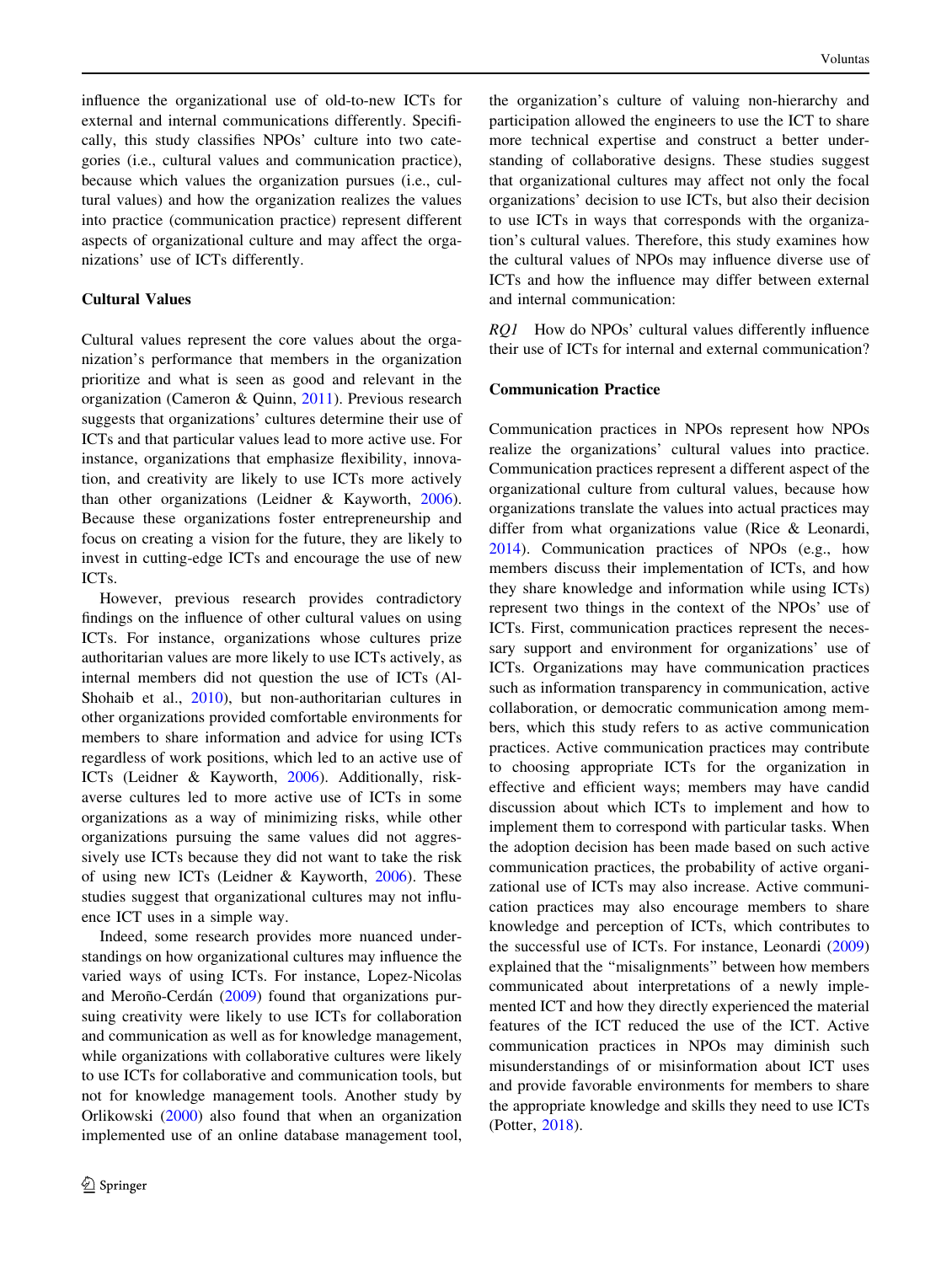influence the organizational use of old-to-new ICTs for external and internal communications differently. Specifically, this study classifies NPOs' culture into two categories (i.e., cultural values and communication practice), because which values the organization pursues (i.e., cultural values) and how the organization realizes the values into practice (communication practice) represent different aspects of organizational culture and may affect the organizations' use of ICTs differently.

### Cultural Values

Cultural values represent the core values about the organization's performance that members in the organization prioritize and what is seen as good and relevant in the organization (Cameron & Quinn, 2011). Previous research suggests that organizations' cultures determine their use of ICTs and that particular values lead to more active use. For instance, organizations that emphasize flexibility, innovation, and creativity are likely to use ICTs more actively than other organizations (Leidner & Kayworth, 2006). Because these organizations foster entrepreneurship and focus on creating a vision for the future, they are likely to invest in cutting-edge ICTs and encourage the use of new ICTs.

However, previous research provides contradictory findings on the influence of other cultural values on using ICTs. For instance, organizations whose cultures prize authoritarian values are more likely to use ICTs actively, as internal members did not question the use of ICTs (Al-Shohaib et al., 2010), but non-authoritarian cultures in other organizations provided comfortable environments for members to share information and advice for using ICTs regardless of work positions, which led to an active use of ICTs (Leidner & Kayworth, 2006). Additionally, risk-averse cultures led to more active use of ICTs in some organizations as a way of minimizing risks, while other organizations pursuing the same values did not aggressively use ICTs because they did not want to take the risk of using new ICTs (Leidner & Kayworth, 2006). These studies suggest that organizational cultures may not influence ICT uses in a simple way.

Indeed, some research provides more nuanced understandings on how organizational cultures may influence the varied ways of using ICTs. For instance, Lopez-Nicolas and Meroño-Cerdán (2009) found that organizations pursuing creativity were likely to use ICTs for collaboration and communication as well as for knowledge management, while organizations with collaborative cultures were likely to use ICTs for collaborative and communication tools, but not for knowledge management tools. Another study by Orlikowski (2000) also found that when an organization implemented use of an online database management tool, the organization's culture of valuing non-hierarchy and participation allowed the engineers to use the ICT to share more technical expertise and construct a better understanding of collaborative designs. These studies suggest that organizational cultures may affect not only the focal organizations' decision to use ICTs, but also their decision to use ICTs in ways that corresponds with the organization's cultural values. Therefore, this study examines how the cultural values of NPOs may influence diverse use of ICTs and how the influence may differ between external and internal communication:

*RQ1* How do NPOs' cultural values differently influence their use of ICTs for internal and external communication?

### Communication Practice

Communication practices in NPOs represent how NPOs realize the organizations' cultural values into practice. Communication practices represent a different aspect of the organizational culture from cultural values, because how organizations translate the values into actual practices may differ from what organizations value (Rice & Leonardi, 2014). Communication practices of NPOs (e.g., how members discuss their implementation of ICTs, and how they share knowledge and information while using ICTs) represent two things in the context of the NPOs' use of ICTs. First, communication practices represent the necessary support and environment for organizations' use of ICTs. Organizations may have communication practices such as information transparency in communication, active collaboration, or democratic communication among members, which this study refers to as active communication practices. Active communication practices may contribute to choosing appropriate ICTs for the organization in effective and efficient ways; members may have candid discussion about which ICTs to implement and how to implement them to correspond with particular tasks. When the adoption decision has been made based on such active communication practices, the probability of active organizational use of ICTs may also increase. Active communication practices may also encourage members to share knowledge and perception of ICTs, which contributes to the successful use of ICTs. For instance, Leonardi (2009) explained that the "misalignments" between how members communicated about interpretations of a newly implemented ICT and how they directly experienced the material features of the ICT reduced the use of the ICT. Active communication practices in NPOs may diminish such misunderstandings of or misinformation about ICT uses and provide favorable environments for members to share the appropriate knowledge and skills they need to use ICTs (Potter, 2018).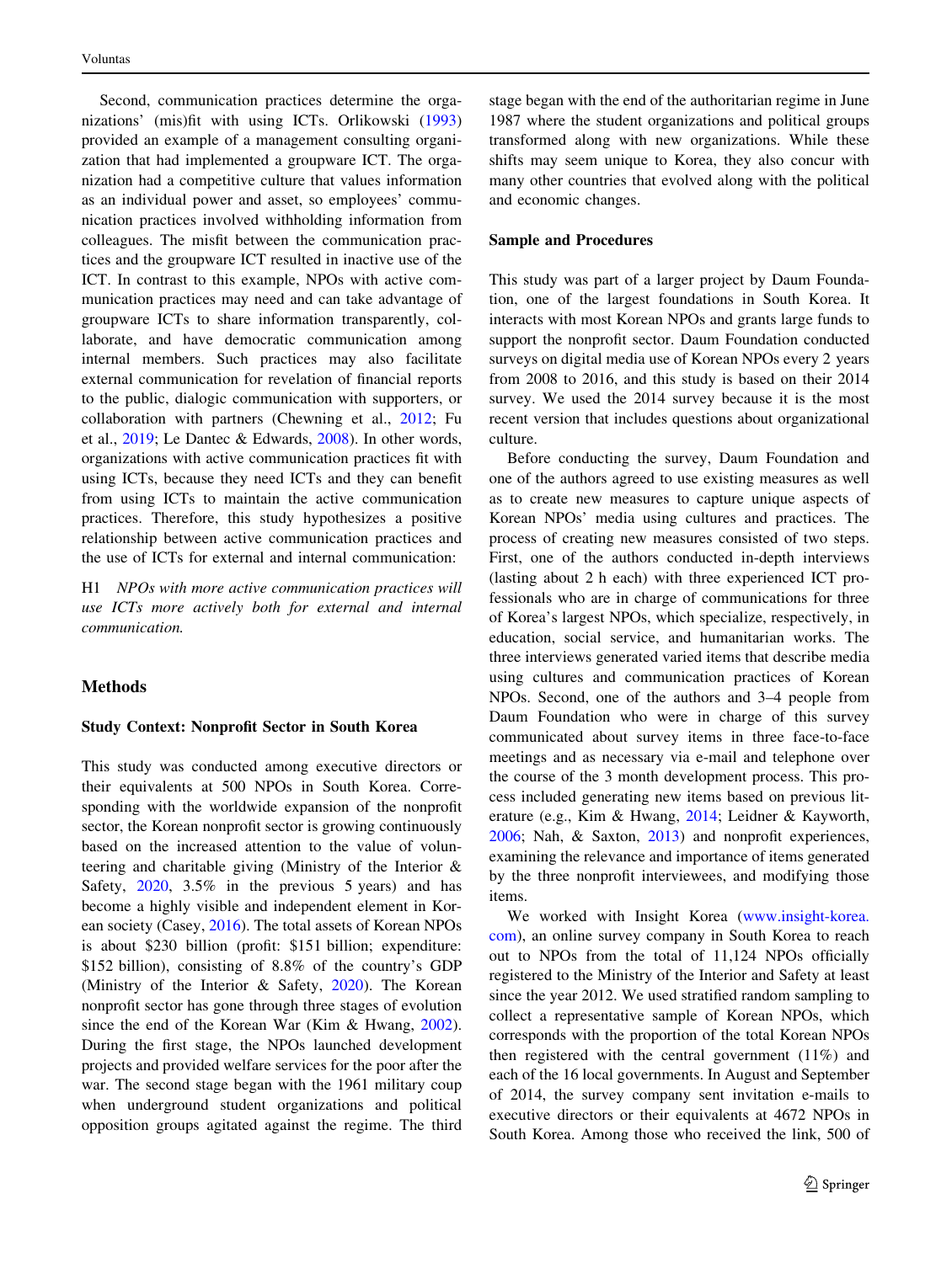Second, communication practices determine the organizations' (mis)fit with using ICTs. Orlikowski (1993) provided an example of a management consulting organization that had implemented a groupware ICT. The organization had a competitive culture that values information as an individual power and asset, so employees' communication practices involved withholding information from colleagues. The misfit between the communication practices and the groupware ICT resulted in inactive use of the ICT. In contrast to this example, NPOs with active communication practices may need and can take advantage of groupware ICTs to share information transparently, collaborate, and have democratic communication among internal members. Such practices may also facilitate external communication for revelation of financial reports to the public, dialogic communication with supporters, or collaboration with partners (Chewning et al., 2012; Fu et al., 2019; Le Dantec & Edwards, 2008). In other words, organizations with active communication practices fit with using ICTs, because they need ICTs and they can benefit from using ICTs to maintain the active communication practices. Therefore, this study hypothesizes a positive relationship between active communication practices and the use of ICTs for external and internal communication:

H1 *NPOs with more active communication practices will use ICTs more actively both for external and internal communication.*

## Methods

### Study Context: Nonprofit Sector in South Korea

This study was conducted among executive directors or their equivalents at 500 NPOs in South Korea. Corresponding with the worldwide expansion of the nonprofit sector, the Korean nonprofit sector is growing continuously based on the increased attention to the value of volunteering and charitable giving (Ministry of the Interior & Safety, 2020, 3.5% in the previous 5 years) and has become a highly visible and independent element in Korean society (Casey, 2016). The total assets of Korean NPOs is about \$230 billion (profit: \$151 billion; expenditure: \$152 billion), consisting of 8.8% of the country's GDP (Ministry of the Interior & Safety, 2020). The Korean nonprofit sector has gone through three stages of evolution since the end of the Korean War (Kim & Hwang, 2002). During the first stage, the NPOs launched development projects and provided welfare services for the poor after the war. The second stage began with the 1961 military coup when underground student organizations and political opposition groups agitated against the regime. The third stage began with the end of the authoritarian regime in June 1987 where the student organizations and political groups transformed along with new organizations. While these shifts may seem unique to Korea, they also concur with many other countries that evolved along with the political and economic changes.

### Sample and Procedures

This study was part of a larger project by Daum Foundation, one of the largest foundations in South Korea. It interacts with most Korean NPOs and grants large funds to support the nonprofit sector. Daum Foundation conducted surveys on digital media use of Korean NPOs every 2 years from 2008 to 2016, and this study is based on their 2014 survey. We used the 2014 survey because it is the most recent version that includes questions about organizational culture.

Before conducting the survey, Daum Foundation and one of the authors agreed to use existing measures as well as to create new measures to capture unique aspects of Korean NPOs' media using cultures and practices. The process of creating new measures consisted of two steps. First, one of the authors conducted in-depth interviews (lasting about 2 h each) with three experienced ICT professionals who are in charge of communications for three of Korea's largest NPOs, which specialize, respectively, in education, social service, and humanitarian works. The three interviews generated varied items that describe media using cultures and communication practices of Korean NPOs. Second, one of the authors and 3–4 people from Daum Foundation who were in charge of this survey communicated about survey items in three face-to-face meetings and as necessary via e-mail and telephone over the course of the 3 month development process. This process included generating new items based on previous literature (e.g., Kim & Hwang, 2014; Leidner & Kayworth, 2006; Nah, & Saxton, 2013) and nonprofit experiences, examining the relevance and importance of items generated by the three nonprofit interviewees, and modifying those items.

We worked with Insight Korea (www.insight-korea.com), an online survey company in South Korea to reach out to NPOs from the total of 11,124 NPOs officially registered to the Ministry of the Interior and Safety at least since the year 2012. We used stratified random sampling to collect a representative sample of Korean NPOs, which corresponds with the proportion of the total Korean NPOs then registered with the central government (11%) and each of the 16 local governments. In August and September of 2014, the survey company sent invitation e-mails to executive directors or their equivalents at 4672 NPOs in South Korea. Among those who received the link, 500 of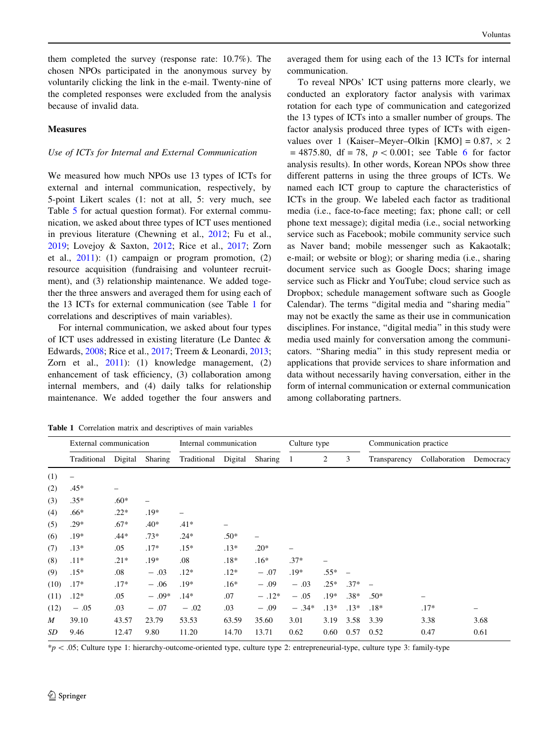them completed the survey (response rate: 10.7%). The chosen NPOs participated in the anonymous survey by voluntarily clicking the link in the e-mail. Twenty-nine of the completed responses were excluded from the analysis because of invalid data.

## Measures

### *Use of ICTs for Internal and External Communication*

We measured how much NPOs use 13 types of ICTs for external and internal communication, respectively, by 5-point Likert scales (1: not at all, 5: very much, see Table 5 for actual question format). For external communication, we asked about three types of ICT uses mentioned in previous literature (Chewning et al., 2012; Fu et al., 2019; Lovejoy & Saxton, 2012; Rice et al., 2017; Zorn et al., 2011): (1) campaign or program promotion, (2) resource acquisition (fundraising and volunteer recruitment), and (3) relationship maintenance. We added together the three answers and averaged them for using each of the 13 ICTs for external communication (see Table 1 for correlations and descriptives of main variables).

For internal communication, we asked about four types of ICT uses addressed in existing literature (Le Dantec & Edwards, 2008; Rice et al., 2017; Treem & Leonardi, 2013; Zorn et al., 2011): (1) knowledge management, (2) enhancement of task efficiency, (3) collaboration among internal members, and (4) daily talks for relationship maintenance. We added together the four answers and averaged them for using each of the 13 ICTs for internal communication.

To reveal NPOs' ICT using patterns more clearly, we conducted an exploratory factor analysis with varimax rotation for each type of communication and categorized the 13 types of ICTs into a smaller number of groups. The factor analysis produced three types of ICTs with eigenvalues over 1 (Kaiser–Meyer–Olkin [KMO] = 0.87, $\chi^2 = 4875.80$, df = 78, $p < 0.001$; see Table 6 for factor analysis results). In other words, Korean NPOs show three different patterns in using the three groups of ICTs. We named each ICT group to capture the characteristics of ICTs in the group. We labeled each factor as traditional media (i.e., face-to-face meeting; fax; phone call; or cell phone text message); digital media (i.e., social networking service such as Facebook; mobile community service such as Naver band; mobile messenger such as Kakaotalk; e-mail; or website or blog); or sharing media (i.e., sharing document service such as Google Docs; sharing image service such as Flickr and YouTube; cloud service such as Dropbox; schedule management software such as Google Calendar). The terms "digital media and "sharing media" may not be exactly the same as their use in communication disciplines. For instance, "digital media" in this study were media used mainly for conversation among the communicators. "Sharing media" in this study represent media or applications that provide services to share information and data without necessarily having conversation, either in the form of internal communication or external communication among collaborating partners.

**Table 1** Correlation matrix and descriptives of main variables

| | External communication | | | Internal communication | | | Culture type | | | Communication practice | | |
|---|---|---|---|---|---|---|---|---|---|---|---|---|
| | Traditional | Digital | Sharing | Traditional | Digital | Sharing | 1 | 2 | 3 | Transparency | Collaboration | Democracy |
| (1) | – | | | | | | | | | | | |
| (2) | .45* | – | | | | | | | | | | |
| (3) | .35* | .60* | – | | | | | | | | | |
| (4) | .66* | .22* | .19* | – | | | | | | | | |
| (5) | .29* | .67* | .40* | .41* | – | | | | | | | |
| (6) | .19* | .44* | .73* | .24* | .50* | – | | | | | | |
| (7) | .13* | .05 | .17* | .15* | .13* | .20* | – | | | | | |
| (8) | .11* | .21* | .19* | .08 | .18* | .16* | .37* | – | | | | |
| (9) | .15* | .08 | − .03 | .12* | .12* | − .07 | .19* | .55* | – | | | |
| (10) | .17* | .17* | − .06 | .19* | .16* | − .09 | − .03 | .25* | .37* | – | | |
| (11) | .12* | .05 | − .09* | .14* | .07 | − .12* | − .05 | .19* | .38* | .50* | – | |
| (12) | − .05 | .03 | − .07 | − .02 | .03 | − .09 | − .34* | .13* | .13* | .18* | .17* | – |
| *M* | 39.10 | 43.57 | 23.79 | 53.53 | 63.59 | 35.60 | 3.01 | 3.19 | 3.58 | 3.39 | 3.38 | 3.68 |
| *SD* | 9.46 | 12.47 | 9.80 | 11.20 | 14.70 | 13.71 | 0.62 | 0.60 | 0.57 | 0.52 | 0.47 | 0.61 |

*$p < .05$; Culture type 1: hierarchy-outcome-oriented type, culture type 2: entrepreneurial-type, culture type 3: family-type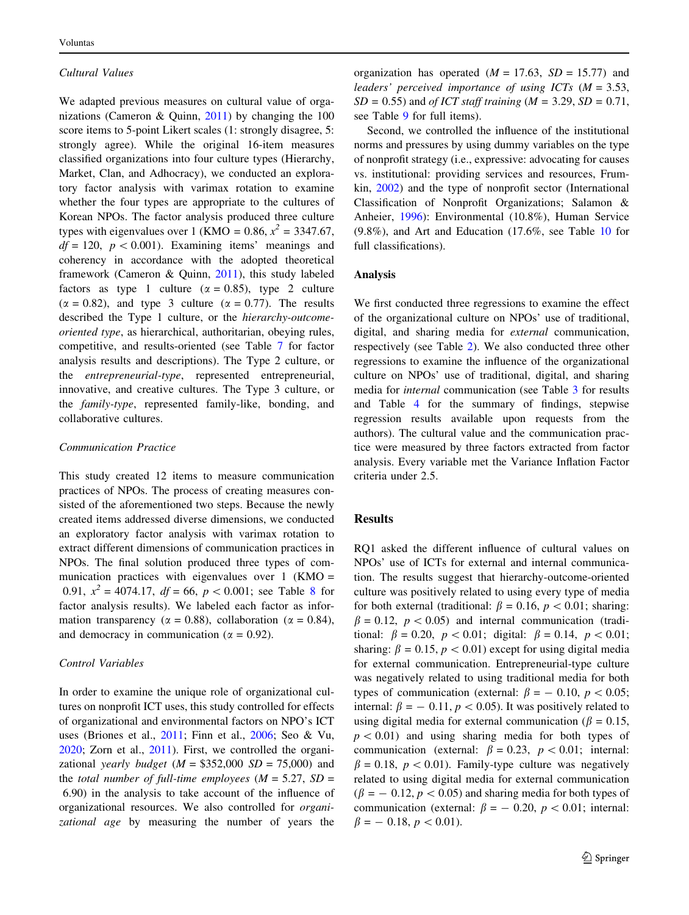*Cultural Values*

We adapted previous measures on cultural value of organizations (Cameron & Quinn, 2011) by changing the 100 score items to 5-point Likert scales (1: strongly disagree, 5: strongly agree). While the original 16-item measures classified organizations into four culture types (Hierarchy, Market, Clan, and Adhocracy), we conducted an exploratory factor analysis with varimax rotation to examine whether the four types are appropriate to the cultures of Korean NPOs. The factor analysis produced three culture types with eigenvalues over 1 (KMO = 0.86, $x^2$ = 3347.67, $df$ = 120, $p < 0.001$). Examining items' meanings and coherency in accordance with the adopted theoretical framework (Cameron & Quinn, 2011), this study labeled factors as type 1 culture ($\alpha$ = 0.85), type 2 culture ($\alpha$ = 0.82), and type 3 culture ($\alpha$ = 0.77). The results described the Type 1 culture, or the *hierarchy-outcome-oriented type*, as hierarchical, authoritarian, obeying rules, competitive, and results-oriented (see Table 7 for factor analysis results and descriptions). The Type 2 culture, or the *entrepreneurial-type*, represented entrepreneurial, innovative, and creative cultures. The Type 3 culture, or the *family-type*, represented family-like, bonding, and collaborative cultures.

*Communication Practice*

This study created 12 items to measure communication practices of NPOs. The process of creating measures consisted of the aforementioned two steps. Because the newly created items addressed diverse dimensions, we conducted an exploratory factor analysis with varimax rotation to extract different dimensions of communication practices in NPOs. The final solution produced three types of communication practices with eigenvalues over 1 (KMO = 0.91, $x^2$ = 4074.17, $df$ = 66, $p < 0.001$; see Table 8 for factor analysis results). We labeled each factor as information transparency ($\alpha$ = 0.88), collaboration ($\alpha$ = 0.84), and democracy in communication ($\alpha$ = 0.92).

*Control Variables*

In order to examine the unique role of organizational cultures on nonprofit ICT uses, this study controlled for effects of organizational and environmental factors on NPO's ICT uses (Briones et al., 2011; Finn et al., 2006; Seo & Vu, 2020; Zorn et al., 2011). First, we controlled the organizational *yearly budget* ($M$ = $352,000 $SD$ = 75,000) and the *total number of full-time employees* ($M$ = 5.27, $SD$ = 6.90) in the analysis to take account of the influence of organizational resources. We also controlled for *organizational age* by measuring the number of years the organization has operated ($M$ = 17.63, $SD$ = 15.77) and *leaders' perceived importance of using ICTs* ($M$ = 3.53, $SD$ = 0.55) and *of ICT staff training* ($M$ = 3.29, $SD$ = 0.71, see Table 9 for full items).

Second, we controlled the influence of the institutional norms and pressures by using dummy variables on the type of nonprofit strategy (i.e., expressive: advocating for causes vs. institutional: providing services and resources, Frumkin, 2002) and the type of nonprofit sector (International Classification of Nonprofit Organizations; Salamon & Anheier, 1996): Environmental (10.8%), Human Service (9.8%), and Art and Education (17.6%, see Table 10 for full classifications).

## Analysis

We first conducted three regressions to examine the effect of the organizational culture on NPOs' use of traditional, digital, and sharing media for *external* communication, respectively (see Table 2). We also conducted three other regressions to examine the influence of the organizational culture on NPOs' use of traditional, digital, and sharing media for *internal* communication (see Table 3 for results and Table 4 for the summary of findings, stepwise regression results available upon requests from the authors). The cultural value and the communication practice were measured by three factors extracted from factor analysis. Every variable met the Variance Inflation Factor criteria under 2.5.

## Results

RQ1 asked the different influence of cultural values on NPOs' use of ICTs for external and internal communication. The results suggest that hierarchy-outcome-oriented culture was positively related to using every type of media for both external (traditional: $\beta$ = 0.16, $p < 0.01$; sharing: $\beta$ = 0.12, $p < 0.05$) and internal communication (traditional: $\beta$ = 0.20, $p < 0.01$; digital: $\beta$ = 0.14, $p < 0.01$; sharing: $\beta$ = 0.15, $p < 0.01$) except for using digital media for external communication. Entrepreneurial-type culture was negatively related to using traditional media for both types of communication (external: $\beta$ = − 0.10, $p < 0.05$; internal: $\beta$ = − 0.11, $p < 0.05$). It was positively related to using digital media for external communication ($\beta$ = 0.15, $p < 0.01$) and using sharing media for both types of communication (external: $\beta$ = 0.23, $p < 0.01$; internal: $\beta$ = 0.18, $p < 0.01$). Family-type culture was negatively related to using digital media for external communication ($\beta$ = − 0.12, $p < 0.05$) and sharing media for both types of communication (external: $\beta$ = − 0.20, $p < 0.01$; internal: $\beta$ = − 0.18, $p < 0.01$).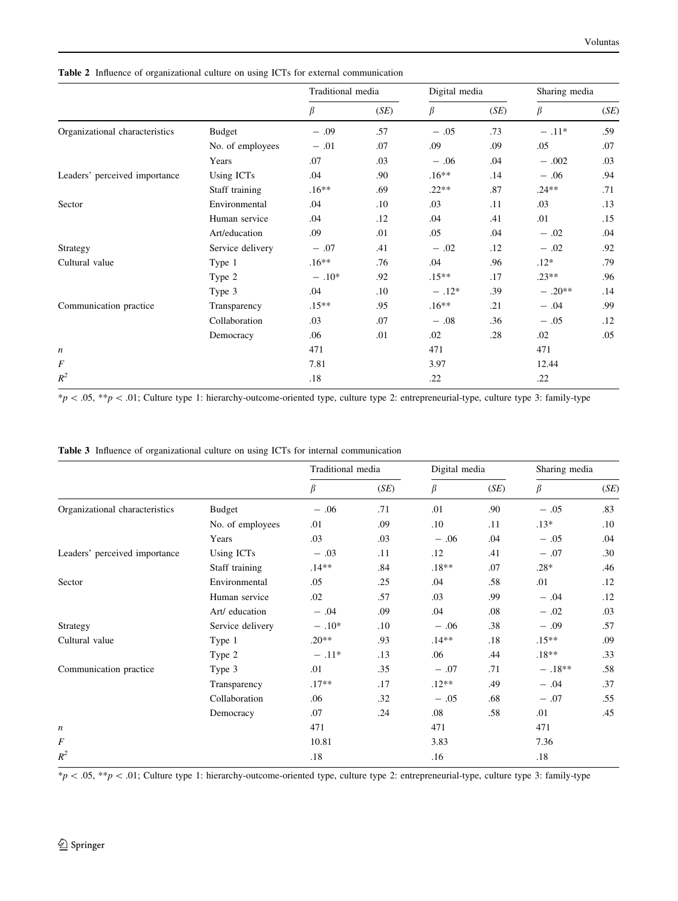**Table 2** Influence of organizational culture on using ICTs for external communication

| | | Traditional media | | Digital media | | Sharing media | |
|---|---|---|---|---|---|---|---|
| | | $\beta$ | (*SE*) | $\beta$ | (*SE*) | $\beta$ | (*SE*) |
| Organizational characteristics | Budget | − .09 | .57 | − .05 | .73 | − .11* | .59 |
| | No. of employees | − .01 | .07 | .09 | .09 | .05 | .07 |
| | Years | .07 | .03 | − .06 | .04 | − .002 | .03 |
| Leaders' perceived importance | Using ICTs | .04 | .90 | .16** | .14 | − .06 | .94 |
| | Staff training | .16** | .69 | .22** | .87 | .24** | .71 |
| Sector | Environmental | .04 | .10 | .03 | .11 | .03 | .13 |
| | Human service | .04 | .12 | .04 | .41 | .01 | .15 |
| | Art/education | .09 | .01 | .05 | .04 | − .02 | .04 |
| Strategy | Service delivery | − .07 | .41 | − .02 | .12 | − .02 | .92 |
| Cultural value | Type 1 | .16** | .76 | .04 | .96 | .12* | .79 |
| | Type 2 | − .10* | .92 | .15** | .17 | .23** | .96 |
| | Type 3 | .04 | .10 | − .12* | .39 | − .20** | .14 |
| Communication practice | Transparency | .15** | .95 | .16** | .21 | − .04 | .99 |
| | Collaboration | .03 | .07 | − .08 | .36 | − .05 | .12 |
| | Democracy | .06 | .01 | .02 | .28 | .02 | .05 |
| *n* | | 471 | | 471 | | 471 | |
| *F* | | 7.81 | | 3.97 | | 12.44 | |
| $R^2$ | | .18 | | .22 | | .22 | |

*$p < .05$, **$p < .01$; Culture type 1: hierarchy-outcome-oriented type, culture type 2: entrepreneurial-type, culture type 3: family-type

**Table 3** Influence of organizational culture on using ICTs for internal communication

| | | Traditional media | | Digital media | | Sharing media | |
|---|---|---|---|---|---|---|---|
| | | $\beta$ | (*SE*) | $\beta$ | (*SE*) | $\beta$ | (*SE*) |
| Organizational characteristics | Budget | − .06 | .71 | .01 | .90 | − .05 | .83 |
| | No. of employees | .01 | .09 | .10 | .11 | .13* | .10 |
| | Years | .03 | .03 | − .06 | .04 | − .05 | .04 |
| Leaders' perceived importance | Using ICTs | − .03 | .11 | .12 | .41 | − .07 | .30 |
| | Staff training | .14** | .84 | .18** | .07 | .28* | .46 |
| Sector | Environmental | .05 | .25 | .04 | .58 | .01 | .12 |
| | Human service | .02 | .57 | .03 | .99 | − .04 | .12 |
| | Art/ education | − .04 | .09 | .04 | .08 | − .02 | .03 |
| Strategy | Service delivery | − .10* | .10 | − .06 | .38 | − .09 | .57 |
| Cultural value | Type 1 | .20** | .93 | .14** | .18 | .15** | .09 |
| | Type 2 | − .11* | .13 | .06 | .44 | .18** | .33 |
| Communication practice | Type 3 | .01 | .35 | − .07 | .71 | − .18** | .58 |
| | Transparency | .17** | .17 | .12** | .49 | − .04 | .37 |
| | Collaboration | .06 | .32 | − .05 | .68 | − .07 | .55 |
| | Democracy | .07 | .24 | .08 | .58 | .01 | .45 |
| *n* | | 471 | | 471 | | 471 | |
| *F* | | 10.81 | | 3.83 | | 7.36 | |
| $R^2$ | | .18 | | .16 | | .18 | |

*$p < .05$, **$p < .01$; Culture type 1: hierarchy-outcome-oriented type, culture type 2: entrepreneurial-type, culture type 3: family-type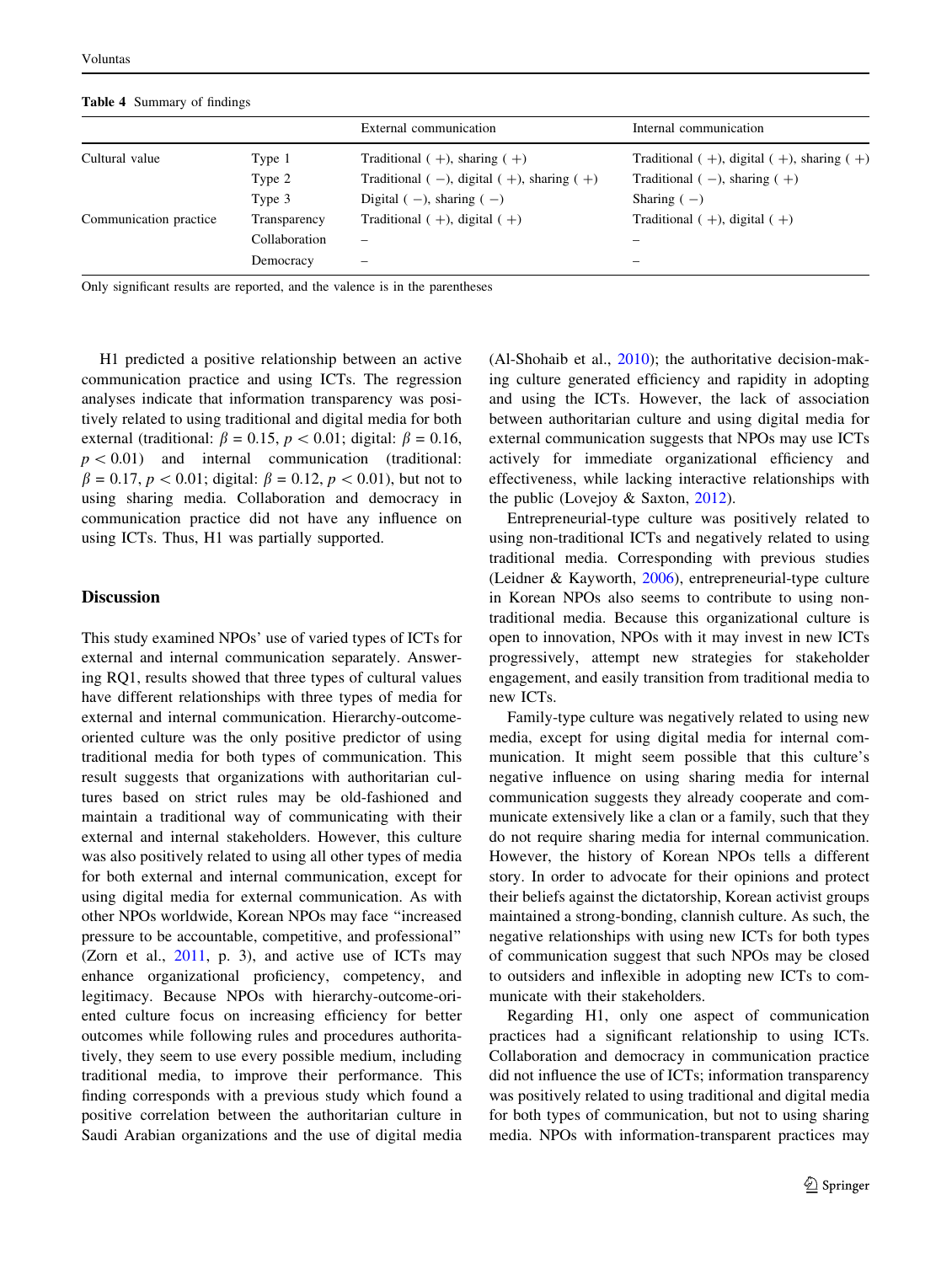**Table 4** Summary of findings

| | | External communication | Internal communication |
|---|---|---|---|
| Cultural value | Type 1 | Traditional (+), sharing (+) | Traditional (+), digital (+), sharing (+) |
| | Type 2 | Traditional (−), digital (+), sharing (+) | Traditional (−), sharing (+) |
| | Type 3 | Digital (−), sharing (−) | Sharing (−) |
| Communication practice | Transparency | Traditional (+), digital (+) | Traditional (+), digital (+) |
| | Collaboration | – | – |
| | Democracy | – | – |

Only significant results are reported, and the valence is in the parentheses

H1 predicted a positive relationship between an active communication practice and using ICTs. The regression analyses indicate that information transparency was positively related to using traditional and digital media for both external (traditional: $\beta = 0.15$, $p < 0.01$; digital: $\beta = 0.16$, $p < 0.01$) and internal communication (traditional: $\beta = 0.17$, $p < 0.01$; digital: $\beta = 0.12$, $p < 0.01$), but not to using sharing media. Collaboration and democracy in communication practice did not have any influence on using ICTs. Thus, H1 was partially supported.

## Discussion

This study examined NPOs' use of varied types of ICTs for external and internal communication separately. Answering RQ1, results showed that three types of cultural values have different relationships with three types of media for external and internal communication. Hierarchy-outcome-oriented culture was the only positive predictor of using traditional media for both types of communication. This result suggests that organizations with authoritarian cultures based on strict rules may be old-fashioned and maintain a traditional way of communicating with their external and internal stakeholders. However, this culture was also positively related to using all other types of media for both external and internal communication, except for using digital media for external communication. As with other NPOs worldwide, Korean NPOs may face "increased pressure to be accountable, competitive, and professional" (Zorn et al., 2011, p. 3), and active use of ICTs may enhance organizational proficiency, competency, and legitimacy. Because NPOs with hierarchy-outcome-oriented culture focus on increasing efficiency for better outcomes while following rules and procedures authoritatively, they seem to use every possible medium, including traditional media, to improve their performance. This finding corresponds with a previous study which found a positive correlation between the authoritarian culture in Saudi Arabian organizations and the use of digital media (Al-Shohaib et al., 2010); the authoritative decision-making culture generated efficiency and rapidity in adopting and using the ICTs. However, the lack of association between authoritarian culture and using digital media for external communication suggests that NPOs may use ICTs actively for immediate organizational efficiency and effectiveness, while lacking interactive relationships with the public (Lovejoy & Saxton, 2012).

Entrepreneurial-type culture was positively related to using non-traditional ICTs and negatively related to using traditional media. Corresponding with previous studies (Leidner & Kayworth, 2006), entrepreneurial-type culture in Korean NPOs also seems to contribute to using non-traditional media. Because this organizational culture is open to innovation, NPOs with it may invest in new ICTs progressively, attempt new strategies for stakeholder engagement, and easily transition from traditional media to new ICTs.

Family-type culture was negatively related to using new media, except for using digital media for internal communication. It might seem possible that this culture's negative influence on using sharing media for internal communication suggests they already cooperate and communicate extensively like a clan or a family, such that they do not require sharing media for internal communication. However, the history of Korean NPOs tells a different story. In order to advocate for their opinions and protect their beliefs against the dictatorship, Korean activist groups maintained a strong-bonding, clannish culture. As such, the negative relationships with using new ICTs for both types of communication suggest that such NPOs may be closed to outsiders and inflexible in adopting new ICTs to communicate with their stakeholders.

Regarding H1, only one aspect of communication practices had a significant relationship to using ICTs. Collaboration and democracy in communication practice did not influence the use of ICTs; information transparency was positively related to using traditional and digital media for both types of communication, but not to using sharing media. NPOs with information-transparent practices may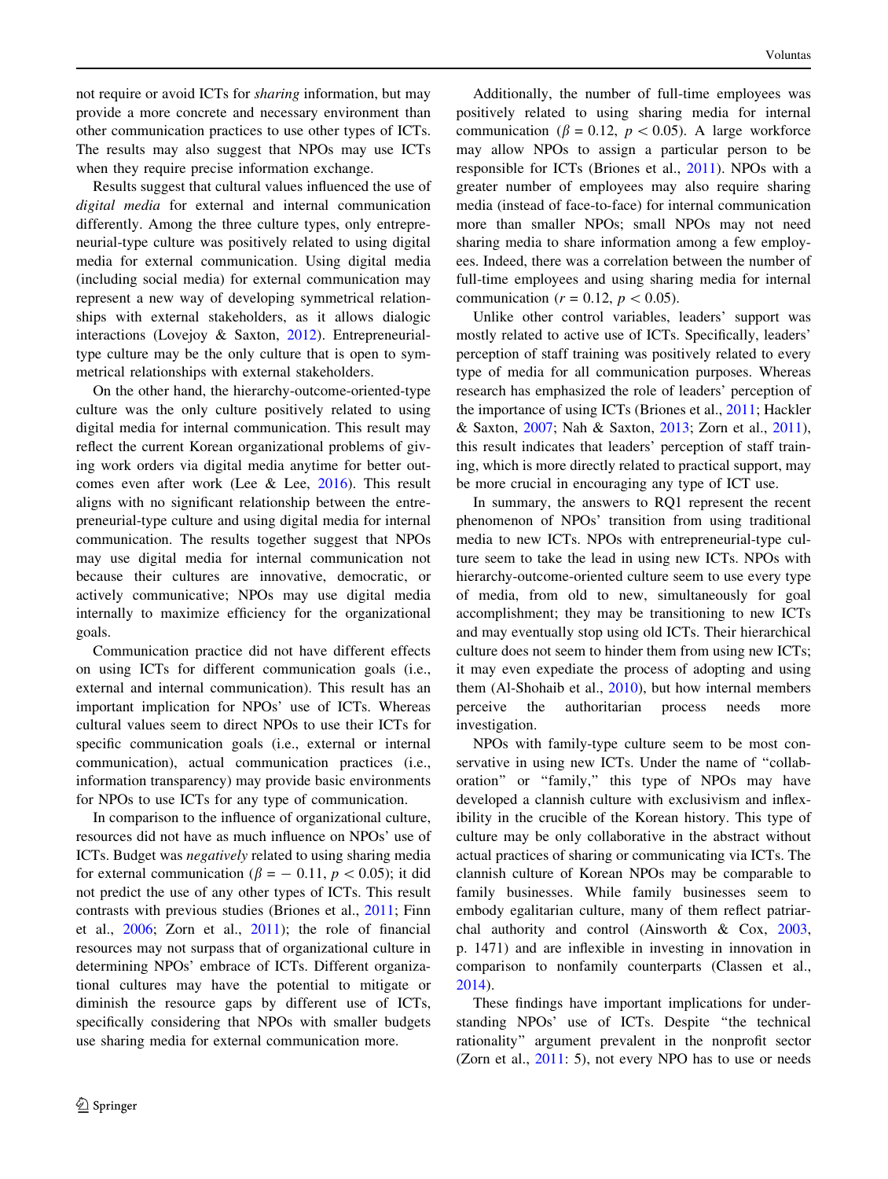not require or avoid ICTs for *sharing* information, but may provide a more concrete and necessary environment than other communication practices to use other types of ICTs. The results may also suggest that NPOs may use ICTs when they require precise information exchange.

Results suggest that cultural values influenced the use of *digital media* for external and internal communication differently. Among the three culture types, only entrepreneurial-type culture was positively related to using digital media for external communication. Using digital media (including social media) for external communication may represent a new way of developing symmetrical relationships with external stakeholders, as it allows dialogic interactions (Lovejoy & Saxton, 2012). Entrepreneurial-type culture may be the only culture that is open to symmetrical relationships with external stakeholders.

On the other hand, the hierarchy-outcome-oriented-type culture was the only culture positively related to using digital media for internal communication. This result may reflect the current Korean organizational problems of giving work orders via digital media anytime for better outcomes even after work (Lee & Lee, 2016). This result aligns with no significant relationship between the entrepreneurial-type culture and using digital media for internal communication. The results together suggest that NPOs may use digital media for internal communication not because their cultures are innovative, democratic, or actively communicative; NPOs may use digital media internally to maximize efficiency for the organizational goals.

Communication practice did not have different effects on using ICTs for different communication goals (i.e., external and internal communication). This result has an important implication for NPOs' use of ICTs. Whereas cultural values seem to direct NPOs to use their ICTs for specific communication goals (i.e., external or internal communication), actual communication practices (i.e., information transparency) may provide basic environments for NPOs to use ICTs for any type of communication.

In comparison to the influence of organizational culture, resources did not have as much influence on NPOs' use of ICTs. Budget was *negatively* related to using sharing media for external communication ($\beta = -0.11$, $p < 0.05$); it did not predict the use of any other types of ICTs. This result contrasts with previous studies (Briones et al., 2011; Finn et al., 2006; Zorn et al., 2011); the role of financial resources may not surpass that of organizational culture in determining NPOs' embrace of ICTs. Different organizational cultures may have the potential to mitigate or diminish the resource gaps by different use of ICTs, specifically considering that NPOs with smaller budgets use sharing media for external communication more.

Additionally, the number of full-time employees was positively related to using sharing media for internal communication ($\beta = 0.12$, $p < 0.05$). A large workforce may allow NPOs to assign a particular person to be responsible for ICTs (Briones et al., 2011). NPOs with a greater number of employees may also require sharing media (instead of face-to-face) for internal communication more than smaller NPOs; small NPOs may not need sharing media to share information among a few employees. Indeed, there was a correlation between the number of full-time employees and using sharing media for internal communication ($r = 0.12$, $p < 0.05$).

Unlike other control variables, leaders' support was mostly related to active use of ICTs. Specifically, leaders' perception of staff training was positively related to every type of media for all communication purposes. Whereas research has emphasized the role of leaders' perception of the importance of using ICTs (Briones et al., 2011; Hackler & Saxton, 2007; Nah & Saxton, 2013; Zorn et al., 2011), this result indicates that leaders' perception of staff training, which is more directly related to practical support, may be more crucial in encouraging any type of ICT use.

In summary, the answers to RQ1 represent the recent phenomenon of NPOs' transition from using traditional media to new ICTs. NPOs with entrepreneurial-type culture seem to take the lead in using new ICTs. NPOs with hierarchy-outcome-oriented culture seem to use every type of media, from old to new, simultaneously for goal accomplishment; they may be transitioning to new ICTs and may eventually stop using old ICTs. Their hierarchical culture does not seem to hinder them from using new ICTs; it may even expedite the process of adopting and using them (Al-Shohaib et al., 2010), but how internal members perceive the authoritarian process needs more investigation.

NPOs with family-type culture seem to be most conservative in using new ICTs. Under the name of "collaboration" or "family," this type of NPOs may have developed a clannish culture with exclusivism and inflexibility in the crucible of the Korean history. This type of culture may be only collaborative in the abstract without actual practices of sharing or communicating via ICTs. The clannish culture of Korean NPOs may be comparable to family businesses. While family businesses seem to embody egalitarian culture, many of them reflect patriarchal authority and control (Ainsworth & Cox, 2003, p. 1471) and are inflexible in investing in innovation in comparison to nonfamily counterparts (Classen et al., 2014).

These findings have important implications for understanding NPOs' use of ICTs. Despite "the technical rationality" argument prevalent in the nonprofit sector (Zorn et al., 2011: 5), not every NPO has to use or needs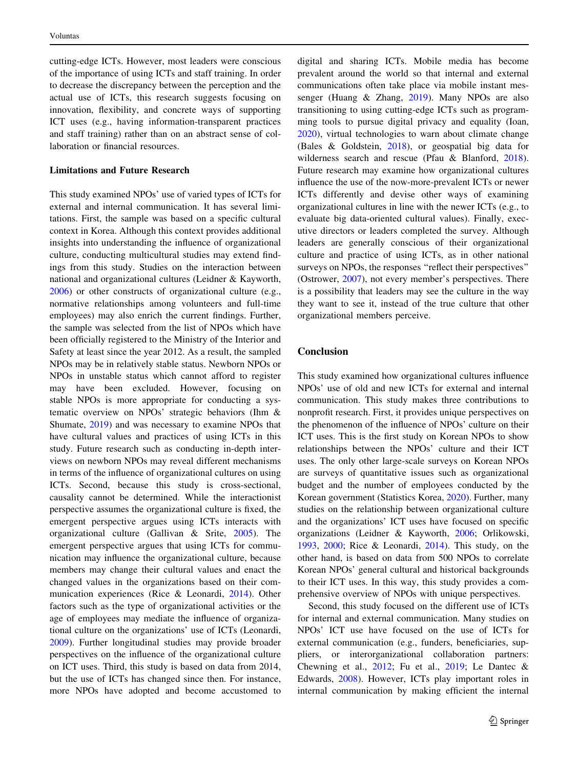cutting-edge ICTs. However, most leaders were conscious of the importance of using ICTs and staff training. In order to decrease the discrepancy between the perception and the actual use of ICTs, this research suggests focusing on innovation, flexibility, and concrete ways of supporting ICT uses (e.g., having information-transparent practices and staff training) rather than on an abstract sense of collaboration or financial resources.

### Limitations and Future Research

This study examined NPOs' use of varied types of ICTs for external and internal communication. It has several limitations. First, the sample was based on a specific cultural context in Korea. Although this context provides additional insights into understanding the influence of organizational culture, conducting multicultural studies may extend findings from this study. Studies on the interaction between national and organizational cultures (Leidner & Kayworth, 2006) or other constructs of organizational culture (e.g., normative relationships among volunteers and full-time employees) may also enrich the current findings. Further, the sample was selected from the list of NPOs which have been officially registered to the Ministry of the Interior and Safety at least since the year 2012. As a result, the sampled NPOs may be in relatively stable status. Newborn NPOs or NPOs in unstable status which cannot afford to register may have been excluded. However, focusing on stable NPOs is more appropriate for conducting a systematic overview on NPOs' strategic behaviors (Ihm & Shumate, 2019) and was necessary to examine NPOs that have cultural values and practices of using ICTs in this study. Future research such as conducting in-depth interviews on newborn NPOs may reveal different mechanisms in terms of the influence of organizational cultures on using ICTs. Second, because this study is cross-sectional, causality cannot be determined. While the interactionist perspective assumes the organizational culture is fixed, the emergent perspective argues using ICTs interacts with organizational culture (Gallivan & Srite, 2005). The emergent perspective argues that using ICTs for communication may influence the organizational culture, because members may change their cultural values and enact the changed values in the organizations based on their communication experiences (Rice & Leonardi, 2014). Other factors such as the type of organizational activities or the age of employees may mediate the influence of organizational culture on the organizations' use of ICTs (Leonardi, 2009). Further longitudinal studies may provide broader perspectives on the influence of the organizational culture on ICT uses. Third, this study is based on data from 2014, but the use of ICTs has changed since then. For instance, more NPOs have adopted and become accustomed to digital and sharing ICTs. Mobile media has become prevalent around the world so that internal and external communications often take place via mobile instant messenger (Huang & Zhang, 2019). Many NPOs are also transitioning to using cutting-edge ICTs such as programming tools to pursue digital privacy and equality (Ioan, 2020), virtual technologies to warn about climate change (Bales & Goldstein, 2018), or geospatial big data for wilderness search and rescue (Pfau & Blanford, 2018). Future research may examine how organizational cultures influence the use of the now-more-prevalent ICTs or newer ICTs differently and devise other ways of examining organizational cultures in line with the newer ICTs (e.g., to evaluate big data-oriented cultural values). Finally, executive directors or leaders completed the survey. Although leaders are generally conscious of their organizational culture and practice of using ICTs, as in other national surveys on NPOs, the responses "reflect their perspectives" (Ostrower, 2007), not every member's perspectives. There is a possibility that leaders may see the culture in the way they want to see it, instead of the true culture that other organizational members perceive.

## Conclusion

This study examined how organizational cultures influence NPOs' use of old and new ICTs for external and internal communication. This study makes three contributions to nonprofit research. First, it provides unique perspectives on the phenomenon of the influence of NPOs' culture on their ICT uses. This is the first study on Korean NPOs to show relationships between the NPOs' culture and their ICT uses. The only other large-scale surveys on Korean NPOs are surveys of quantitative issues such as organizational budget and the number of employees conducted by the Korean government (Statistics Korea, 2020). Further, many studies on the relationship between organizational culture and the organizations' ICT uses have focused on specific organizations (Leidner & Kayworth, 2006; Orlikowski, 1993, 2000; Rice & Leonardi, 2014). This study, on the other hand, is based on data from 500 NPOs to correlate Korean NPOs' general cultural and historical backgrounds to their ICT uses. In this way, this study provides a comprehensive overview of NPOs with unique perspectives.

Second, this study focused on the different use of ICTs for internal and external communication. Many studies on NPOs' ICT use have focused on the use of ICTs for external communication (e.g., funders, beneficiaries, suppliers, or interorganizational collaboration partners: Chewning et al., 2012; Fu et al., 2019; Le Dantec & Edwards, 2008). However, ICTs play important roles in internal communication by making efficient the internal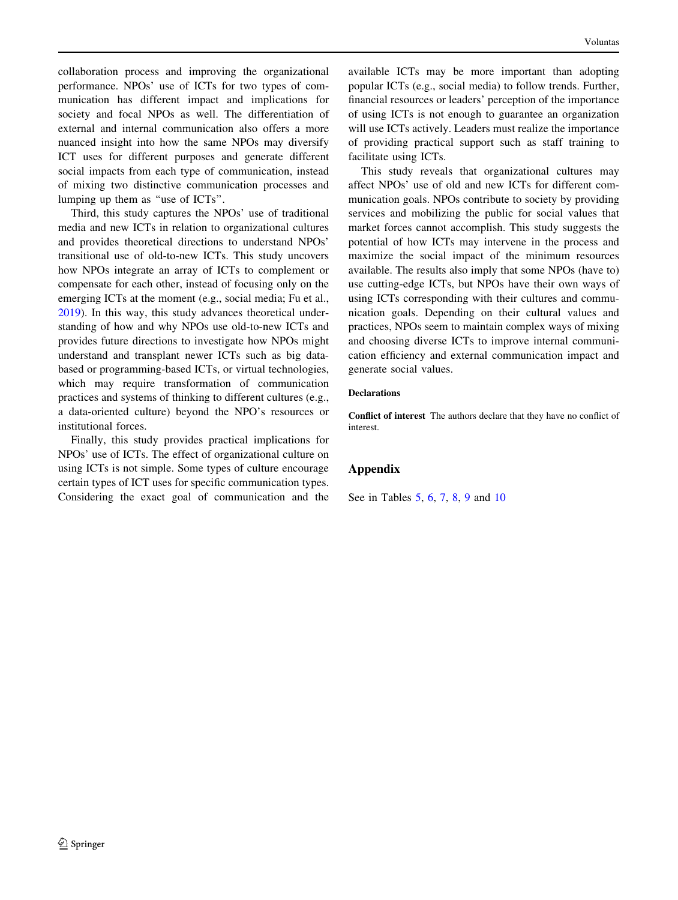collaboration process and improving the organizational performance. NPOs' use of ICTs for two types of communication has different impact and implications for society and focal NPOs as well. The differentiation of external and internal communication also offers a more nuanced insight into how the same NPOs may diversify ICT uses for different purposes and generate different social impacts from each type of communication, instead of mixing two distinctive communication processes and lumping up them as "use of ICTs".

Third, this study captures the NPOs' use of traditional media and new ICTs in relation to organizational cultures and provides theoretical directions to understand NPOs' transitional use of old-to-new ICTs. This study uncovers how NPOs integrate an array of ICTs to complement or compensate for each other, instead of focusing only on the emerging ICTs at the moment (e.g., social media; Fu et al., 2019). In this way, this study advances theoretical understanding of how and why NPOs use old-to-new ICTs and provides future directions to investigate how NPOs might understand and transplant newer ICTs such as big data-based or programming-based ICTs, or virtual technologies, which may require transformation of communication practices and systems of thinking to different cultures (e.g., a data-oriented culture) beyond the NPO's resources or institutional forces.

Finally, this study provides practical implications for NPOs' use of ICTs. The effect of organizational culture on using ICTs is not simple. Some types of culture encourage certain types of ICT uses for specific communication types. Considering the exact goal of communication and the available ICTs may be more important than adopting popular ICTs (e.g., social media) to follow trends. Further, financial resources or leaders' perception of the importance of using ICTs is not enough to guarantee an organization will use ICTs actively. Leaders must realize the importance of providing practical support such as staff training to facilitate using ICTs.

This study reveals that organizational cultures may affect NPOs' use of old and new ICTs for different communication goals. NPOs contribute to society by providing services and mobilizing the public for social values that market forces cannot accomplish. This study suggests the potential of how ICTs may intervene in the process and maximize the social impact of the minimum resources available. The results also imply that some NPOs (have to) use cutting-edge ICTs, but NPOs have their own ways of using ICTs corresponding with their cultures and communication goals. Depending on their cultural values and practices, NPOs seem to maintain complex ways of mixing and choosing diverse ICTs to improve internal communication efficiency and external communication impact and generate social values.

#### Declarations

**Conflict of interest** The authors declare that they have no conflict of interest.

## Appendix

See in Tables 5, 6, 7, 8, 9 and 10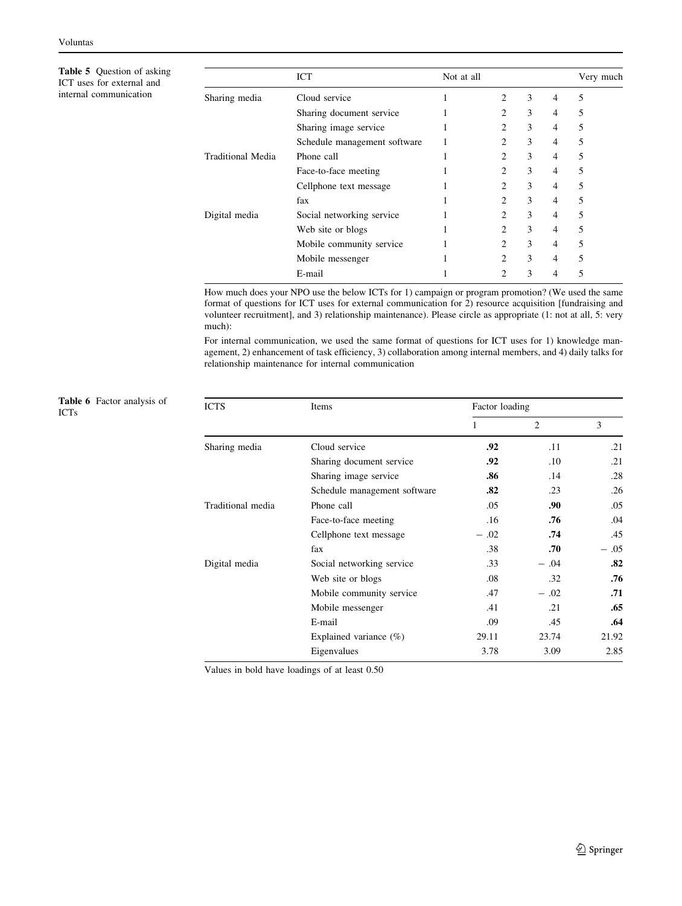**Table 5** Question of asking ICT uses for external and internal communication

| | ICT | Not at all | | | | Very much |
|---|---|---|---|---|---|---|
| Sharing media | Cloud service | 1 | 2 | 3 | 4 | 5 |
| | Sharing document service | 1 | 2 | 3 | 4 | 5 |
| | Sharing image service | 1 | 2 | 3 | 4 | 5 |
| | Schedule management software | 1 | 2 | 3 | 4 | 5 |
| Traditional Media | Phone call | 1 | 2 | 3 | 4 | 5 |
| | Face-to-face meeting | 1 | 2 | 3 | 4 | 5 |
| | Cellphone text message | 1 | 2 | 3 | 4 | 5 |
| | fax | 1 | 2 | 3 | 4 | 5 |
| Digital media | Social networking service | 1 | 2 | 3 | 4 | 5 |
| | Web site or blogs | 1 | 2 | 3 | 4 | 5 |
| | Mobile community service | 1 | 2 | 3 | 4 | 5 |
| | Mobile messenger | 1 | 2 | 3 | 4 | 5 |
| | E-mail | 1 | 2 | 3 | 4 | 5 |

How much does your NPO use the below ICTs for 1) campaign or program promotion? (We used the same format of questions for ICT uses for external communication for 2) resource acquisition [fundraising and volunteer recruitment], and 3) relationship maintenance). Please circle as appropriate (1: not at all, 5: very much):

For internal communication, we used the same format of questions for ICT uses for 1) knowledge management, 2) enhancement of task efficiency, 3) collaboration among internal members, and 4) daily talks for relationship maintenance for internal communication

**Table 6** Factor analysis of ICTs

| ICTS | Items | Factor loading | | |
|---|---|---|---|---|
| | | 1 | 2 | 3 |
| Sharing media | Cloud service | **.92** | .11 | .21 |
| | Sharing document service | **.92** | .10 | .21 |
| | Sharing image service | **.86** | .14 | .28 |
| | Schedule management software | **.82** | .23 | .26 |
| Traditional media | Phone call | .05 | **.90** | .05 |
| | Face-to-face meeting | .16 | **.76** | .04 |
| | Cellphone text message | − .02 | **.74** | .45 |
| | fax | .38 | **.70** | − .05 |
| Digital media | Social networking service | .33 | − .04 | **.82** |
| | Web site or blogs | .08 | .32 | **.76** |
| | Mobile community service | .47 | − .02 | **.71** |
| | Mobile messenger | .41 | .21 | **.65** |
| | E-mail | .09 | .45 | **.64** |
| | Explained variance (%) | 29.11 | 23.74 | 21.92 |
| | Eigenvalues | 3.78 | 3.09 | 2.85 |

Values in bold have loadings of at least 0.50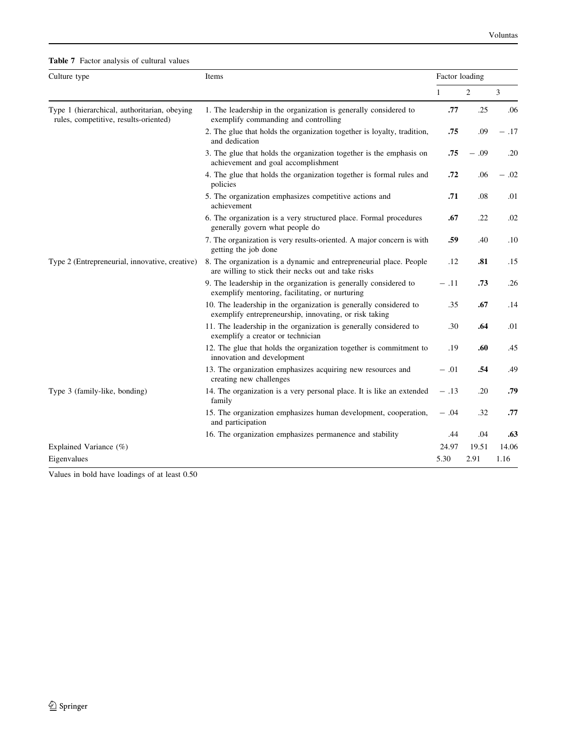**Table 7** Factor analysis of cultural values

| Culture type | Items | Factor loading | | |
|---|---|---|---|---|
| | | 1 | 2 | 3 |
| Type 1 (hierarchical, authoritarian, obeying rules, competitive, results-oriented) | 1. The leadership in the organization is generally considered to exemplify commanding and controlling | **.77** | .25 | .06 |
| | 2. The glue that holds the organization together is loyalty, tradition, and dedication | **.75** | .09 | − .17 |
| | 3. The glue that holds the organization together is the emphasis on achievement and goal accomplishment | **.75** | − .09 | .20 |
| | 4. The glue that holds the organization together is formal rules and policies | **.72** | .06 | − .02 |
| | 5. The organization emphasizes competitive actions and achievement | **.71** | .08 | .01 |
| | 6. The organization is a very structured place. Formal procedures generally govern what people do | **.67** | .22 | .02 |
| | 7. The organization is very results-oriented. A major concern is with getting the job done | **.59** | .40 | .10 |
| Type 2 (Entrepreneurial, innovative, creative) | 8. The organization is a dynamic and entrepreneurial place. People are willing to stick their necks out and take risks | .12 | **.81** | .15 |
| | 9. The leadership in the organization is generally considered to exemplify mentoring, facilitating, or nurturing | − .11 | **.73** | .26 |
| | 10. The leadership in the organization is generally considered to exemplify entrepreneurship, innovating, or risk taking | .35 | **.67** | .14 |
| | 11. The leadership in the organization is generally considered to exemplify a creator or technician | .30 | **.64** | .01 |
| | 12. The glue that holds the organization together is commitment to innovation and development | .19 | **.60** | .45 |
| | 13. The organization emphasizes acquiring new resources and creating new challenges | − .01 | **.54** | .49 |
| Type 3 (family-like, bonding) | 14. The organization is a very personal place. It is like an extended family | − .13 | .20 | **.79** |
| | 15. The organization emphasizes human development, cooperation, and participation | − .04 | .32 | **.77** |
| | 16. The organization emphasizes permanence and stability | .44 | .04 | **.63** |
| Explained Variance (%) | | 24.97 | 19.51 | 14.06 |
| Eigenvalues | | 5.30 | 2.91 | 1.16 |

Values in bold have loadings of at least 0.50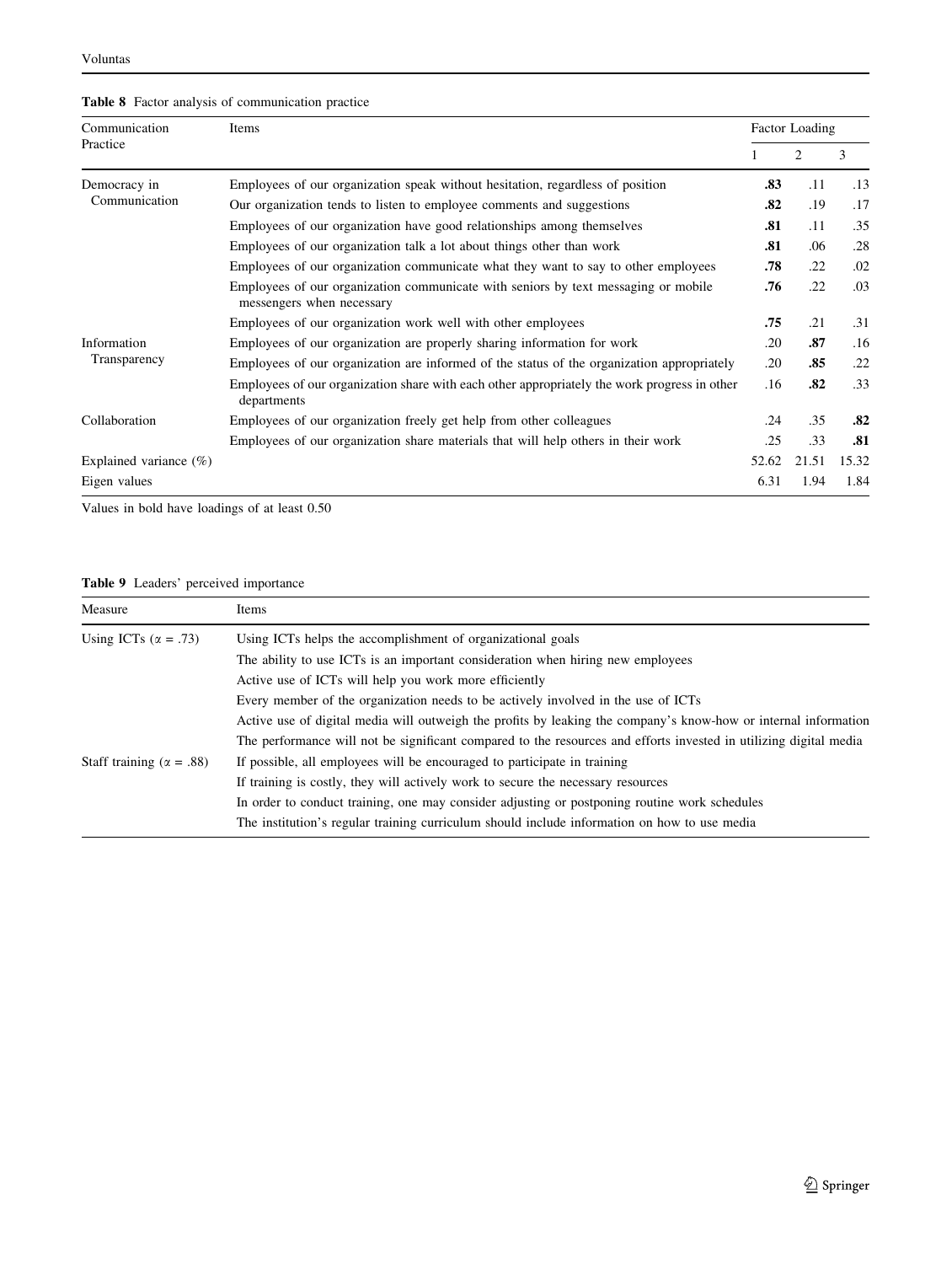**Table 8** Factor analysis of communication practice

| Communication Practice | Items | Factor Loading | | |
|---|---|---|---|---|
| | | 1 | 2 | 3 |
| Democracy in Communication | Employees of our organization speak without hesitation, regardless of position | **.83** | .11 | .13 |
| | Our organization tends to listen to employee comments and suggestions | **.82** | .19 | .17 |
| | Employees of our organization have good relationships among themselves | **.81** | .11 | .35 |
| | Employees of our organization talk a lot about things other than work | **.81** | .06 | .28 |
| | Employees of our organization communicate what they want to say to other employees | **.78** | .22 | .02 |
| | Employees of our organization communicate with seniors by text messaging or mobile messengers when necessary | **.76** | .22 | .03 |
| | Employees of our organization work well with other employees | **.75** | .21 | .31 |
| Information Transparency | Employees of our organization are properly sharing information for work | .20 | **.87** | .16 |
| | Employees of our organization are informed of the status of the organization appropriately | .20 | **.85** | .22 |
| | Employees of our organization share with each other appropriately the work progress in other departments | .16 | **.82** | .33 |
| Collaboration | Employees of our organization freely get help from other colleagues | .24 | .35 | **.82** |
| | Employees of our organization share materials that will help others in their work | .25 | .33 | **.81** |
| Explained variance (%) | | 52.62 | 21.51 | 15.32 |
| Eigen values | | 6.31 | 1.94 | 1.84 |

Values in bold have loadings of at least 0.50

**Table 9** Leaders' perceived importance

| Measure | Items |
|---|---|
| Using ICTs ($\alpha$ = .73) | Using ICTs helps the accomplishment of organizational goals |
| | The ability to use ICTs is an important consideration when hiring new employees |
| | Active use of ICTs will help you work more efficiently |
| | Every member of the organization needs to be actively involved in the use of ICTs |
| | Active use of digital media will outweigh the profits by leaking the company's know-how or internal information |
| | The performance will not be significant compared to the resources and efforts invested in utilizing digital media |
| Staff training ($\alpha$ = .88) | If possible, all employees will be encouraged to participate in training |
| | If training is costly, they will actively work to secure the necessary resources |
| | In order to conduct training, one may consider adjusting or postponing routine work schedules |
| | The institution's regular training curriculum should include information on how to use media |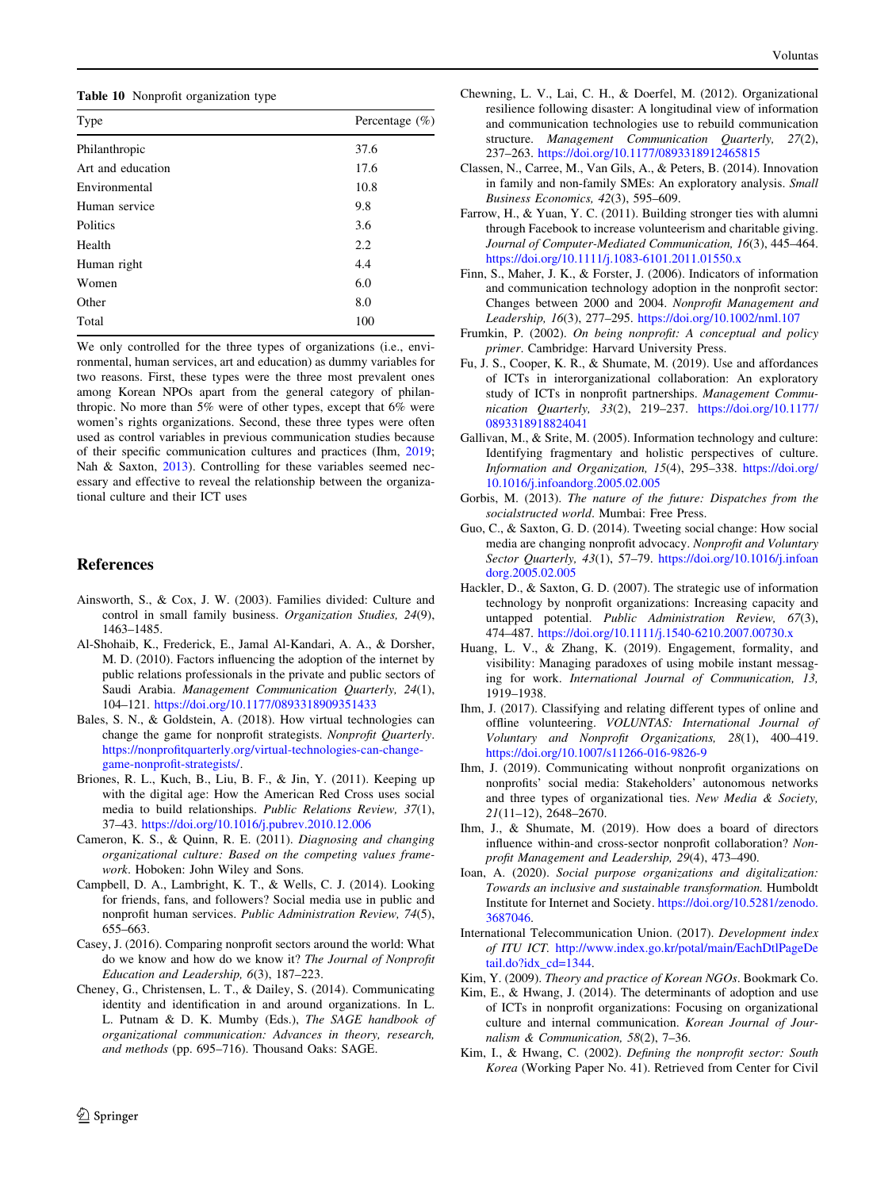**Table 10** Nonprofit organization type

| Type | Percentage (%) |
|---|---|
| Philanthropic | 37.6 |
| Art and education | 17.6 |
| Environmental | 10.8 |
| Human service | 9.8 |
| Politics | 3.6 |
| Health | 2.2 |
| Human right | 4.4 |
| Women | 6.0 |
| Other | 8.0 |
| Total | 100 |

We only controlled for the three types of organizations (i.e., environmental, human services, art and education) as dummy variables for two reasons. First, these types were the three most prevalent ones among Korean NPOs apart from the general category of philanthropic. No more than 5% were of other types, except that 6% were women's rights organizations. Second, these three types were often used as control variables in previous communication studies because of their specific communication cultures and practices (Ihm, 2019; Nah & Saxton, 2013). Controlling for these variables seemed necessary and effective to reveal the relationship between the organizational culture and their ICT uses

## References

Ainsworth, S., & Cox, J. W. (2003). Families divided: Culture and control in small family business. *Organization Studies, 24*(9), 1463–1485.

Al-Shohaib, K., Frederick, E., Jamal Al-Kandari, A. A., & Dorsher, M. D. (2010). Factors influencing the adoption of the internet by public relations professionals in the private and public sectors of Saudi Arabia. *Management Communication Quarterly, 24*(1), 104–121. https://doi.org/10.1177/0893318909351433

Bales, S. N., & Goldstein, A. (2018). How virtual technologies can change the game for nonprofit strategists. *Nonprofit Quarterly*. https://nonprofitquarterly.org/virtual-technologies-can-change-game-nonprofit-strategists/.

Briones, R. L., Kuch, B., Liu, B. F., & Jin, Y. (2011). Keeping up with the digital age: How the American Red Cross uses social media to build relationships. *Public Relations Review, 37*(1), 37–43. https://doi.org/10.1016/j.pubrev.2010.12.006

Cameron, K. S., & Quinn, R. E. (2011). *Diagnosing and changing organizational culture: Based on the competing values framework*. Hoboken: John Wiley and Sons.

Campbell, D. A., Lambright, K. T., & Wells, C. J. (2014). Looking for friends, fans, and followers? Social media use in public and nonprofit human services. *Public Administration Review, 74*(5), 655–663.

Casey, J. (2016). Comparing nonprofit sectors around the world: What do we know and how do we know it? *The Journal of Nonprofit Education and Leadership, 6*(3), 187–223.

Cheney, G., Christensen, L. T., & Dailey, S. (2014). Communicating identity and identification in and around organizations. In L. L. Putnam & D. K. Mumby (Eds.), *The SAGE handbook of organizational communication: Advances in theory, research, and methods* (pp. 695–716). Thousand Oaks: SAGE.

Chewning, L. V., Lai, C. H., & Doerfel, M. (2012). Organizational resilience following disaster: A longitudinal view of information and communication technologies use to rebuild communication structure. *Management Communication Quarterly, 27*(2), 237–263. https://doi.org/10.1177/0893318912465815

Classen, N., Carree, M., Van Gils, A., & Peters, B. (2014). Innovation in family and non-family SMEs: An exploratory analysis. *Small Business Economics, 42*(3), 595–609.

Farrow, H., & Yuan, Y. C. (2011). Building stronger ties with alumni through Facebook to increase volunteerism and charitable giving. *Journal of Computer-Mediated Communication, 16*(3), 445–464. https://doi.org/10.1111/j.1083-6101.2011.01550.x

Finn, S., Maher, J. K., & Forster, J. (2006). Indicators of information and communication technology adoption in the nonprofit sector: Changes between 2000 and 2004. *Nonprofit Management and Leadership, 16*(3), 277–295. https://doi.org/10.1002/nml.107

Frumkin, P. (2002). *On being nonprofit: A conceptual and policy primer*. Cambridge: Harvard University Press.

Fu, J. S., Cooper, K. R., & Shumate, M. (2019). Use and affordances of ICTs in interorganizational collaboration: An exploratory study of ICTs in nonprofit partnerships. *Management Communication Quarterly, 33*(2), 219–237. https://doi.org/10.1177/0893318918824041

Gallivan, M., & Srite, M. (2005). Information technology and culture: Identifying fragmentary and holistic perspectives of culture. *Information and Organization, 15*(4), 295–338. https://doi.org/10.1016/j.infoandorg.2005.02.005

Gorbis, M. (2013). *The nature of the future: Dispatches from the socialstructed world*. Mumbai: Free Press.

Guo, C., & Saxton, G. D. (2014). Tweeting social change: How social media are changing nonprofit advocacy. *Nonprofit and Voluntary Sector Quarterly, 43*(1), 57–79. https://doi.org/10.1016/j.infoandorg.2005.02.005

Hackler, D., & Saxton, G. D. (2007). The strategic use of information technology by nonprofit organizations: Increasing capacity and untapped potential. *Public Administration Review, 67*(3), 474–487. https://doi.org/10.1111/j.1540-6210.2007.00730.x

Huang, L. V., & Zhang, K. (2019). Engagement, formality, and visibility: Managing paradoxes of using mobile instant messaging for work. *International Journal of Communication, 13,* 1919–1938.

Ihm, J. (2017). Classifying and relating different types of online and offline volunteering. *VOLUNTAS: International Journal of Voluntary and Nonprofit Organizations, 28*(1), 400–419. https://doi.org/10.1007/s11266-016-9826-9

Ihm, J. (2019). Communicating without nonprofit organizations on nonprofits' social media: Stakeholders' autonomous networks and three types of organizational ties. *New Media & Society, 21*(11–12), 2648–2670.

Ihm, J., & Shumate, M. (2019). How does a board of directors influence within-and cross-sector nonprofit collaboration? *Nonprofit Management and Leadership, 29*(4), 473–490.

Ioan, A. (2020). *Social purpose organizations and digitalization: Towards an inclusive and sustainable transformation.* Humboldt Institute for Internet and Society. https://doi.org/10.5281/zenodo.3687046.

International Telecommunication Union. (2017). *Development index of ITU ICT.* http://www.index.go.kr/potal/main/EachDtlPageDetail.do?idx_cd=1344.

Kim, Y. (2009). *Theory and practice of Korean NGOs*. Bookmark Co.

Kim, E., & Hwang, J. (2014). The determinants of adoption and use of ICTs in nonprofit organizations: Focusing on organizational culture and internal communication. *Korean Journal of Journalism & Communication, 58*(2), 7–36.

Kim, I., & Hwang, C. (2002). *Defining the nonprofit sector: South Korea* (Working Paper No. 41). Retrieved from Center for Civil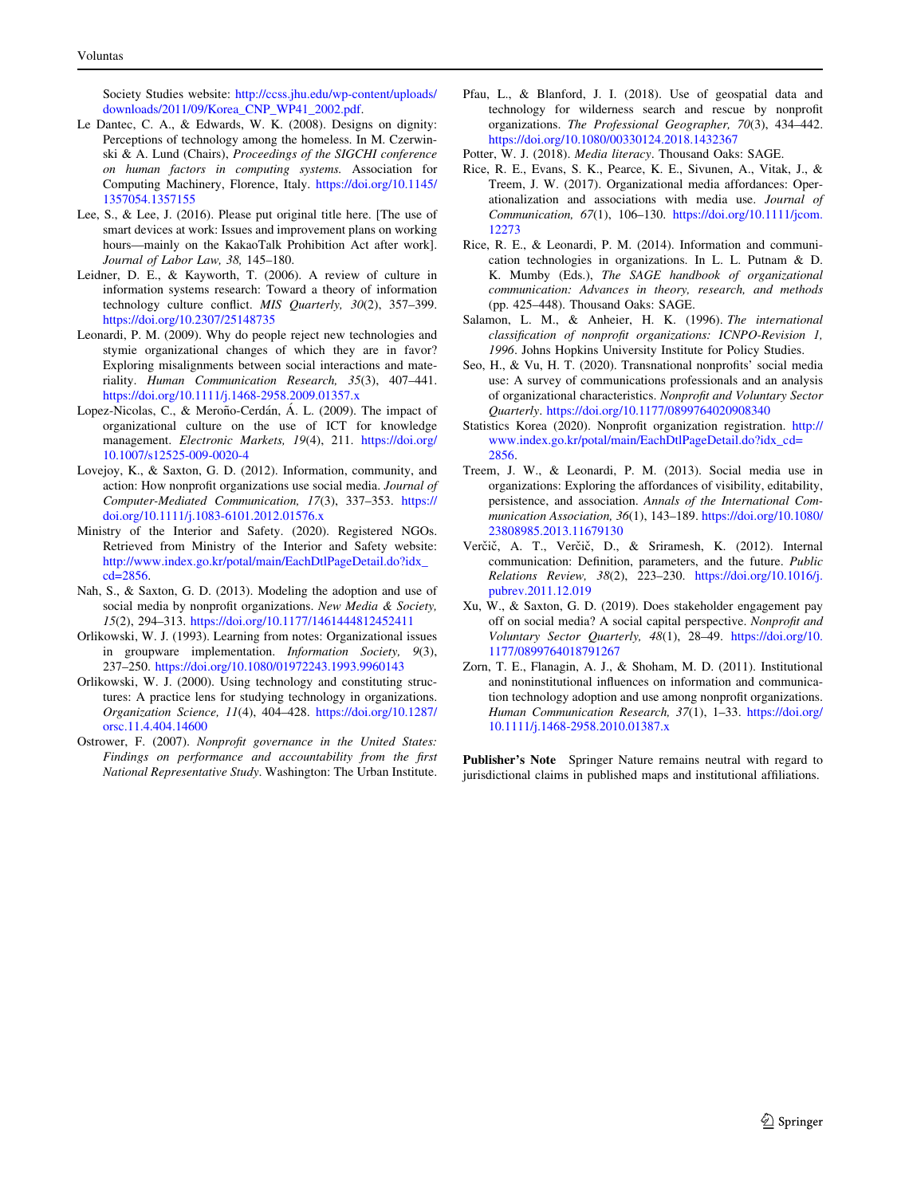Society Studies website: http://ccss.jhu.edu/wp-content/uploads/downloads/2011/09/Korea_CNP_WP41_2002.pdf.

Le Dantec, C. A., & Edwards, W. K. (2008). Designs on dignity: Perceptions of technology among the homeless. In M. Czerwinski & A. Lund (Chairs), *Proceedings of the SIGCHI conference on human factors in computing systems.* Association for Computing Machinery, Florence, Italy. https://doi.org/10.1145/1357054.1357155

Lee, S., & Lee, J. (2016). Please put original title here. [The use of smart devices at work: Issues and improvement plans on working hours—mainly on the KakaoTalk Prohibition Act after work]. *Journal of Labor Law, 38,* 145–180.

Leidner, D. E., & Kayworth, T. (2006). A review of culture in information systems research: Toward a theory of information technology culture conflict. *MIS Quarterly, 30*(2), 357–399. https://doi.org/10.2307/25148735

Leonardi, P. M. (2009). Why do people reject new technologies and stymie organizational changes of which they are in favor? Exploring misalignments between social interactions and materiality. *Human Communication Research, 35*(3), 407–441. https://doi.org/10.1111/j.1468-2958.2009.01357.x

Lopez-Nicolas, C., & Meroño-Cerdán, Á. L. (2009). The impact of organizational culture on the use of ICT for knowledge management. *Electronic Markets, 19*(4), 211. https://doi.org/10.1007/s12525-009-0020-4

Lovejoy, K., & Saxton, G. D. (2012). Information, community, and action: How nonprofit organizations use social media. *Journal of Computer-Mediated Communication, 17*(3), 337–353. https://doi.org/10.1111/j.1083-6101.2012.01576.x

Ministry of the Interior and Safety. (2020). Registered NGOs. Retrieved from Ministry of the Interior and Safety website: http://www.index.go.kr/potal/main/EachDtlPageDetail.do?idx_cd=2856.

Nah, S., & Saxton, G. D. (2013). Modeling the adoption and use of social media by nonprofit organizations. *New Media & Society, 15*(2), 294–313. https://doi.org/10.1177/1461444812452411

Orlikowski, W. J. (1993). Learning from notes: Organizational issues in groupware implementation. *Information Society, 9*(3), 237–250. https://doi.org/10.1080/01972243.1993.9960143

Orlikowski, W. J. (2000). Using technology and constituting structures: A practice lens for studying technology in organizations. *Organization Science, 11*(4), 404–428. https://doi.org/10.1287/orsc.11.4.404.14600

Ostrower, F. (2007). *Nonprofit governance in the United States: Findings on performance and accountability from the first National Representative Study*. Washington: The Urban Institute.

Pfau, L., & Blanford, J. I. (2018). Use of geospatial data and technology for wilderness search and rescue by nonprofit organizations. *The Professional Geographer, 70*(3), 434–442. https://doi.org/10.1080/00330124.2018.1432367

Potter, W. J. (2018). *Media literacy*. Thousand Oaks: SAGE.

Rice, R. E., Evans, S. K., Pearce, K. E., Sivunen, A., Vitak, J., & Treem, J. W. (2017). Organizational media affordances: Operationalization and associations with media use. *Journal of Communication, 67*(1), 106–130. https://doi.org/10.1111/jcom.12273

Rice, R. E., & Leonardi, P. M. (2014). Information and communication technologies in organizations. In L. L. Putnam & D. K. Mumby (Eds.), *The SAGE handbook of organizational communication: Advances in theory, research, and methods* (pp. 425–448). Thousand Oaks: SAGE.

Salamon, L. M., & Anheier, H. K. (1996). *The international classification of nonprofit organizations: ICNPO-Revision 1, 1996*. Johns Hopkins University Institute for Policy Studies.

Seo, H., & Vu, H. T. (2020). Transnational nonprofits' social media use: A survey of communications professionals and an analysis of organizational characteristics. *Nonprofit and Voluntary Sector Quarterly*. https://doi.org/10.1177/0899764020908340

Statistics Korea (2020). Nonprofit organization registration. http://www.index.go.kr/potal/main/EachDtlPageDetail.do?idx_cd=2856.

Treem, J. W., & Leonardi, P. M. (2013). Social media use in organizations: Exploring the affordances of visibility, editability, persistence, and association. *Annals of the International Communication Association, 36*(1), 143–189. https://doi.org/10.1080/23808985.2013.11679130

Verčič, A. T., Verčič, D., & Sriramesh, K. (2012). Internal communication: Definition, parameters, and the future. *Public Relations Review, 38*(2), 223–230. https://doi.org/10.1016/j.pubrev.2011.12.019

Xu, W., & Saxton, G. D. (2019). Does stakeholder engagement pay off on social media? A social capital perspective. *Nonprofit and Voluntary Sector Quarterly, 48*(1), 28–49. https://doi.org/10.1177/0899764018791267

Zorn, T. E., Flanagin, A. J., & Shoham, M. D. (2011). Institutional and noninstitutional influences on information and communication technology adoption and use among nonprofit organizations. *Human Communication Research, 37*(1), 1–33. https://doi.org/10.1111/j.1468-2958.2010.01387.x

**Publisher's Note** Springer Nature remains neutral with regard to jurisdictional claims in published maps and institutional affiliations.